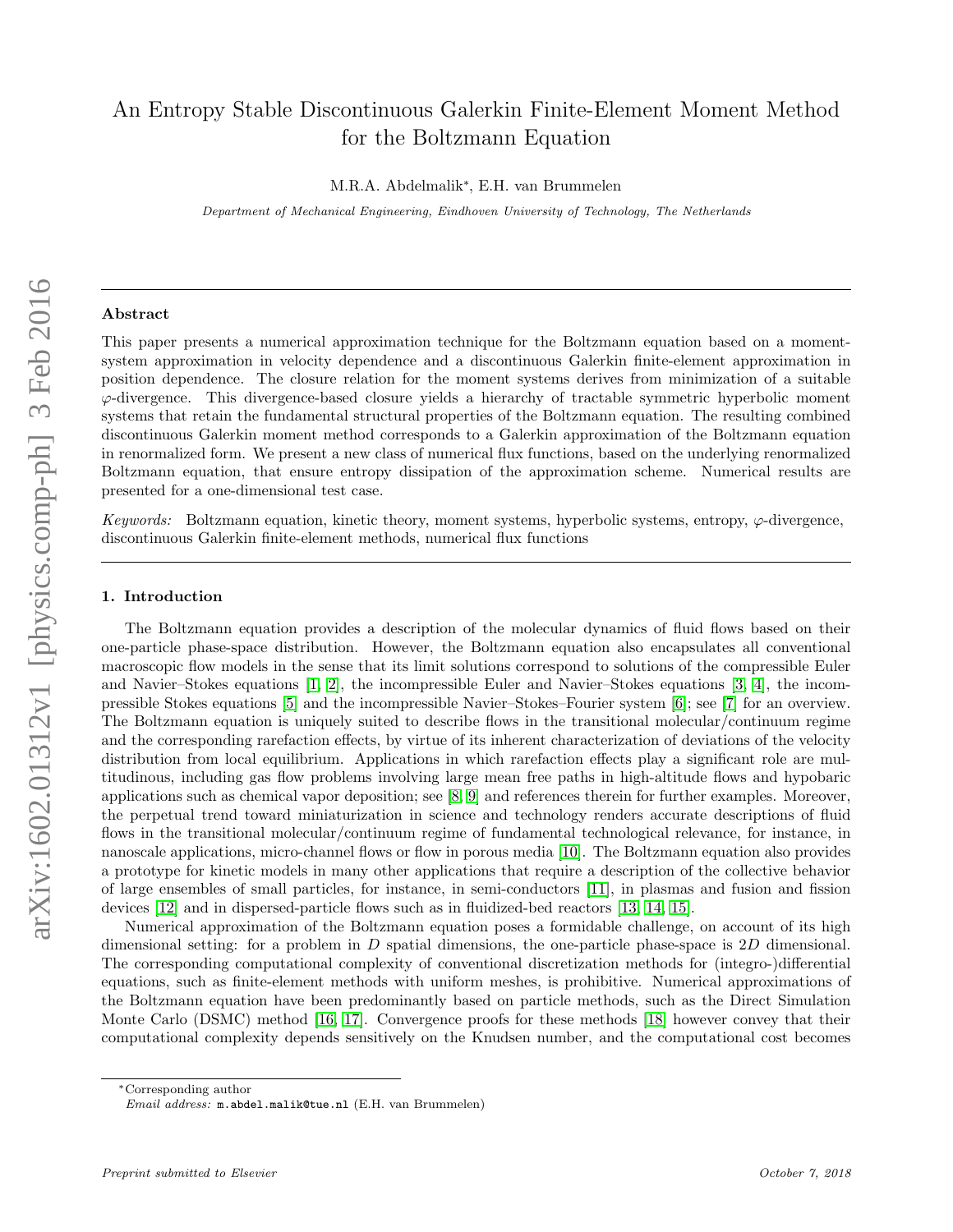# An Entropy Stable Discontinuous Galerkin Finite-Element Moment Method for the Boltzmann Equation

M.R.A. Abdelmalik*, E.H. van Brummelen

*Department of Mechanical Engineering, Eindhoven University of Technology, The Netherlands*

---

## Abstract

This paper presents a numerical approximation technique for the Boltzmann equation based on a moment-system approximation in velocity dependence and a discontinuous Galerkin finite-element approximation in position dependence. The closure relation for the moment systems derives from minimization of a suitable $\varphi$-divergence. This divergence-based closure yields a hierarchy of tractable symmetric hyperbolic moment systems that retain the fundamental structural properties of the Boltzmann equation. The resulting combined discontinuous Galerkin moment method corresponds to a Galerkin approximation of the Boltzmann equation in renormalized form. We present a new class of numerical flux functions, based on the underlying renormalized Boltzmann equation, that ensure entropy dissipation of the approximation scheme. Numerical results are presented for a one-dimensional test case.

*Keywords:* Boltzmann equation, kinetic theory, moment systems, hyperbolic systems, entropy, $\varphi$-divergence, discontinuous Galerkin finite-element methods, numerical flux functions

---

## 1. Introduction

The Boltzmann equation provides a description of the molecular dynamics of fluid flows based on their one-particle phase-space distribution. However, the Boltzmann equation also encapsulates all conventional macroscopic flow models in the sense that its limit solutions correspond to solutions of the compressible Euler and Navier–Stokes equations [1, 2], the incompressible Euler and Navier–Stokes equations [3, 4], the incompressible Stokes equations [5] and the incompressible Navier–Stokes–Fourier system [6]; see [7] for an overview. The Boltzmann equation is uniquely suited to describe flows in the transitional molecular/continuum regime and the corresponding rarefaction effects, by virtue of its inherent characterization of deviations of the velocity distribution from local equilibrium. Applications in which rarefaction effects play a significant role are multitudinous, including gas flow problems involving large mean free paths in high-altitude flows and hypobaric applications such as chemical vapor deposition; see [8, 9] and references therein for further examples. Moreover, the perpetual trend toward miniaturization in science and technology renders accurate descriptions of fluid flows in the transitional molecular/continuum regime of fundamental technological relevance, for instance, in nanoscale applications, micro-channel flows or flow in porous media [10]. The Boltzmann equation also provides a prototype for kinetic models in many other applications that require a description of the collective behavior of large ensembles of small particles, for instance, in semi-conductors [11], in plasmas and fusion and fission devices [12] and in dispersed-particle flows such as in fluidized-bed reactors [13, 14, 15].

Numerical approximation of the Boltzmann equation poses a formidable challenge, on account of its high dimensional setting: for a problem in $D$ spatial dimensions, the one-particle phase-space is $2D$ dimensional. The corresponding computational complexity of conventional discretization methods for (integro-)differential equations, such as finite-element methods with uniform meshes, is prohibitive. Numerical approximations of the Boltzmann equation have been predominantly based on particle methods, such as the Direct Simulation Monte Carlo (DSMC) method [16, 17]. Convergence proofs for these methods [18] however convey that their computational complexity depends sensitively on the Knudsen number, and the computational cost becomes

---

*Corresponding author

*Email address:* m.abdel.malik@tue.nl (E.H. van Brummelen)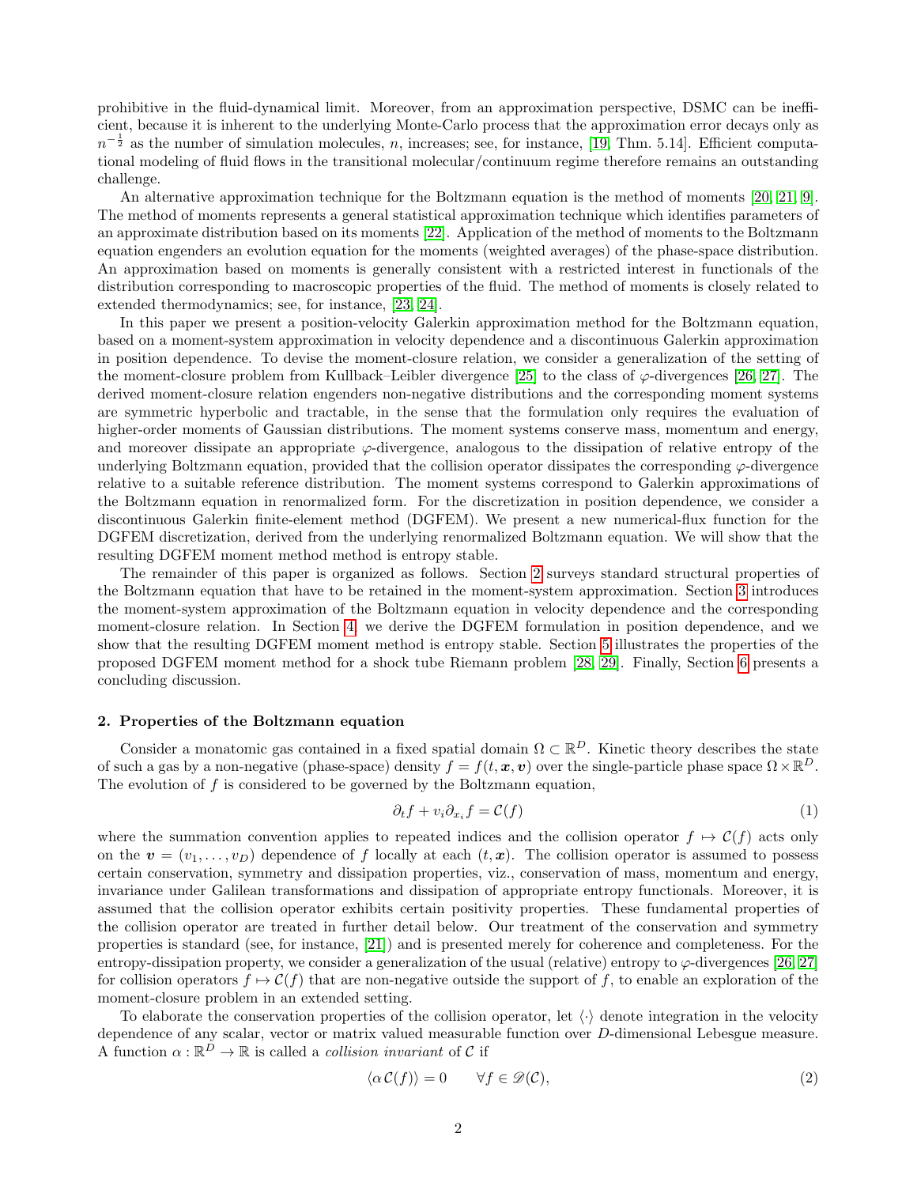prohibitive in the fluid-dynamical limit. Moreover, from an approximation perspective, DSMC can be inefficient, because it is inherent to the underlying Monte-Carlo process that the approximation error decays only as $n^{-\frac{1}{2}}$ as the number of simulation molecules, $n$, increases; see, for instance, [19, Thm. 5.14]. Efficient computational modeling of fluid flows in the transitional molecular/continuum regime therefore remains an outstanding challenge.

An alternative approximation technique for the Boltzmann equation is the method of moments [20, 21, 9]. The method of moments represents a general statistical approximation technique which identifies parameters of an approximate distribution based on its moments [22]. Application of the method of moments to the Boltzmann equation engenders an evolution equation for the moments (weighted averages) of the phase-space distribution. An approximation based on moments is generally consistent with a restricted interest in functionals of the distribution corresponding to macroscopic properties of the fluid. The method of moments is closely related to extended thermodynamics; see, for instance, [23, 24].

In this paper we present a position-velocity Galerkin approximation method for the Boltzmann equation, based on a moment-system approximation in velocity dependence and a discontinuous Galerkin approximation in position dependence. To devise the moment-closure relation, we consider a generalization of the setting of the moment-closure problem from Kullback–Leibler divergence [25] to the class of $\varphi$-divergences [26, 27]. The derived moment-closure relation engenders non-negative distributions and the corresponding moment systems are symmetric hyperbolic and tractable, in the sense that the formulation only requires the evaluation of higher-order moments of Gaussian distributions. The moment systems conserve mass, momentum and energy, and moreover dissipate an appropriate $\varphi$-divergence, analogous to the dissipation of relative entropy of the underlying Boltzmann equation, provided that the collision operator dissipates the corresponding $\varphi$-divergence relative to a suitable reference distribution. The moment systems correspond to Galerkin approximations of the Boltzmann equation in renormalized form. For the discretization in position dependence, we consider a discontinuous Galerkin finite-element method (DGFEM). We present a new numerical-flux function for the DGFEM discretization, derived from the underlying renormalized Boltzmann equation. We will show that the resulting DGFEM moment method method is entropy stable.

The remainder of this paper is organized as follows. Section 2 surveys standard structural properties of the Boltzmann equation that have to be retained in the moment-system approximation. Section 3 introduces the moment-system approximation of the Boltzmann equation in velocity dependence and the corresponding moment-closure relation. In Section 4, we derive the DGFEM formulation in position dependence, and we show that the resulting DGFEM moment method is entropy stable. Section 5 illustrates the properties of the proposed DGFEM moment method for a shock tube Riemann problem [28, 29]. Finally, Section 6 presents a concluding discussion.

## 2. Properties of the Boltzmann equation

Consider a monatomic gas contained in a fixed spatial domain $\Omega \subset \mathbb{R}^D$. Kinetic theory describes the state of such a gas by a non-negative (phase-space) density $f = f(t, \boldsymbol{x}, \boldsymbol{v})$ over the single-particle phase space $\Omega \times \mathbb{R}^D$. The evolution of $f$ is considered to be governed by the Boltzmann equation,

$$\partial_t f + v_i \partial_{x_i} f = \mathcal{C}(f) \tag{1}$$

where the summation convention applies to repeated indices and the collision operator $f \mapsto \mathcal{C}(f)$ acts only on the $\boldsymbol{v} = (v_1, \ldots, v_D)$ dependence of $f$ locally at each $(t, \boldsymbol{x})$. The collision operator is assumed to possess certain conservation, symmetry and dissipation properties, viz., conservation of mass, momentum and energy, invariance under Galilean transformations and dissipation of appropriate entropy functionals. Moreover, it is assumed that the collision operator exhibits certain positivity properties. These fundamental properties of the collision operator are treated in further detail below. Our treatment of the conservation and symmetry properties is standard (see, for instance, [21]) and is presented merely for coherence and completeness. For the entropy-dissipation property, we consider a generalization of the usual (relative) entropy to $\varphi$-divergences [26, 27] for collision operators $f \mapsto \mathcal{C}(f)$ that are non-negative outside the support of $f$, to enable an exploration of the moment-closure problem in an extended setting.

To elaborate the conservation properties of the collision operator, let $\langle \cdot \rangle$ denote integration in the velocity dependence of any scalar, vector or matrix valued measurable function over $D$-dimensional Lebesgue measure. A function $\alpha : \mathbb{R}^D \to \mathbb{R}$ is called a *collision invariant* of $\mathcal{C}$ if

$$\langle \alpha \, \mathcal{C}(f) \rangle = 0 \qquad \forall f \in \mathscr{D}(\mathcal{C}), \tag{2}$$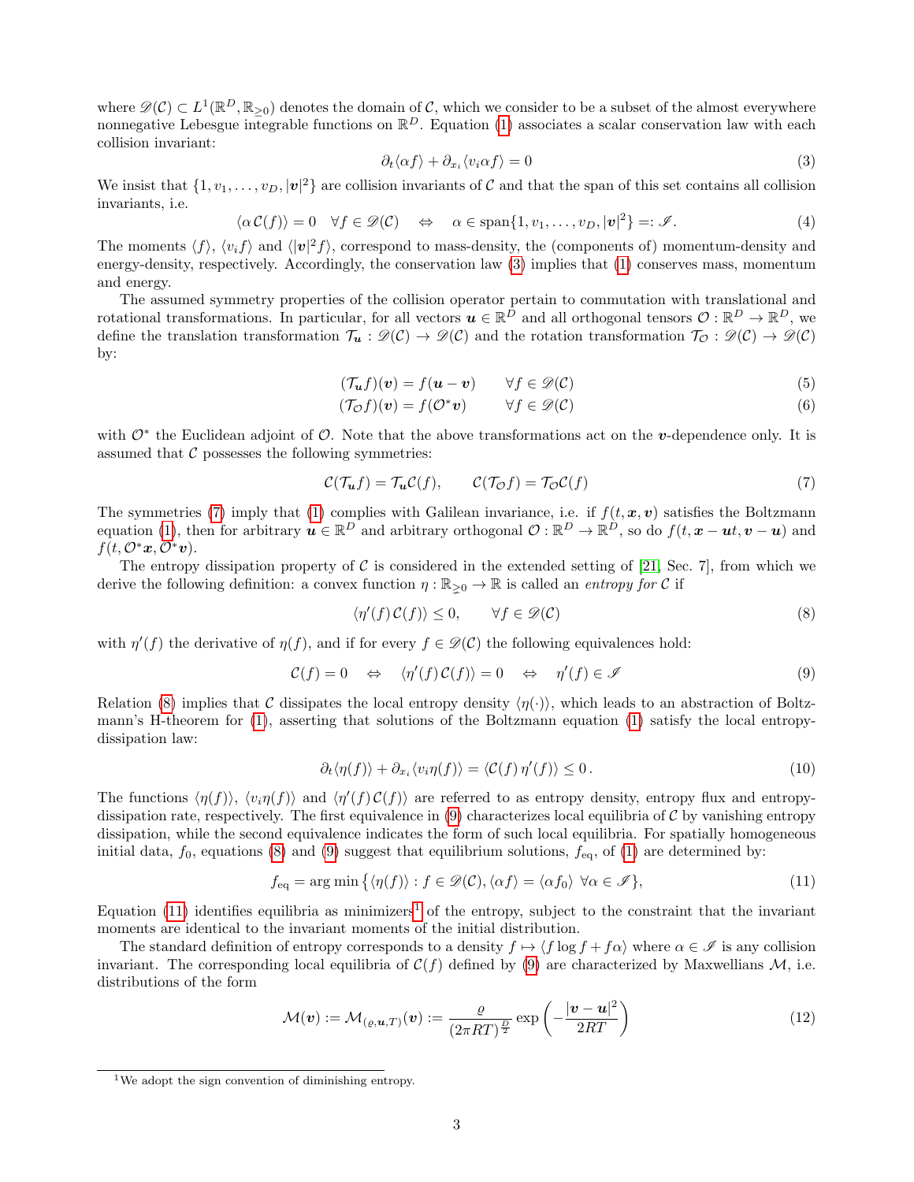where $\mathscr{D}(\mathcal{C}) \subset L^1(\mathbb{R}^D, \mathbb{R}_{\geq 0})$ denotes the domain of $\mathcal{C}$, which we consider to be a subset of the almost everywhere nonnegative Lebesgue integrable functions on $\mathbb{R}^D$. Equation (1) associates a scalar conservation law with each collision invariant:

$$\partial_t \langle \alpha f \rangle + \partial_{x_i} \langle v_i \alpha f \rangle = 0 \tag{3}$$

We insist that $\{1, v_1, \ldots, v_D, |\boldsymbol{v}|^2\}$ are collision invariants of $\mathcal{C}$ and that the span of this set contains all collision invariants, i.e.

$$\langle \alpha\, \mathcal{C}(f) \rangle = 0 \quad \forall f \in \mathscr{D}(\mathcal{C}) \quad \Leftrightarrow \quad \alpha \in \operatorname{span}\{1, v_1, \ldots, v_D, |\boldsymbol{v}|^2\} =: \mathscr{I}. \tag{4}$$

The moments $\langle f \rangle$, $\langle v_i f \rangle$ and $\langle |\boldsymbol{v}|^2 f \rangle$, correspond to mass-density, the (components of) momentum-density and energy-density, respectively. Accordingly, the conservation law (3) implies that (1) conserves mass, momentum and energy.

The assumed symmetry properties of the collision operator pertain to commutation with translational and rotational transformations. In particular, for all vectors $\boldsymbol{u} \in \mathbb{R}^D$ and all orthogonal tensors $\mathcal{O} : \mathbb{R}^D \to \mathbb{R}^D$, we define the translation transformation $\mathcal{T}_{\boldsymbol{u}} : \mathscr{D}(\mathcal{C}) \to \mathscr{D}(\mathcal{C})$ and the rotation transformation $\mathcal{T}_{\mathcal{O}} : \mathscr{D}(\mathcal{C}) \to \mathscr{D}(\mathcal{C})$ by:

$$(\mathcal{T}_{\boldsymbol{u}} f)(\boldsymbol{v}) = f(\boldsymbol{u} - \boldsymbol{v}) \qquad \forall f \in \mathscr{D}(\mathcal{C}) \tag{5}$$

$$(\mathcal{T}_{\mathcal{O}} f)(\boldsymbol{v}) = f(\mathcal{O}^* \boldsymbol{v}) \qquad \forall f \in \mathscr{D}(\mathcal{C}) \tag{6}$$

with $\mathcal{O}^*$ the Euclidean adjoint of $\mathcal{O}$. Note that the above transformations act on the $\boldsymbol{v}$-dependence only. It is assumed that $\mathcal{C}$ possesses the following symmetries:

$$\mathcal{C}(\mathcal{T}_{\boldsymbol{u}} f) = \mathcal{T}_{\boldsymbol{u}} \mathcal{C}(f), \qquad \mathcal{C}(\mathcal{T}_{\mathcal{O}} f) = \mathcal{T}_{\mathcal{O}} \mathcal{C}(f) \tag{7}$$

The symmetries (7) imply that (1) complies with Galilean invariance, i.e. if $f(t, \boldsymbol{x}, \boldsymbol{v})$ satisfies the Boltzmann equation (1), then for arbitrary $\boldsymbol{u} \in \mathbb{R}^D$ and arbitrary orthogonal $\mathcal{O} : \mathbb{R}^D \to \mathbb{R}^D$, so do $f(t, \boldsymbol{x} - \boldsymbol{u}t, \boldsymbol{v} - \boldsymbol{u})$ and $f(t, \mathcal{O}^* \boldsymbol{x}, \mathcal{O}^* \boldsymbol{v})$.

The entropy dissipation property of $\mathcal{C}$ is considered in the extended setting of [21, Sec. 7], from which we derive the following definition: a convex function $\eta : \mathbb{R}_{\geq 0} \to \mathbb{R}$ is called an *entropy for* $\mathcal{C}$ if

$$\langle \eta'(f)\, \mathcal{C}(f) \rangle \leq 0, \qquad \forall f \in \mathscr{D}(\mathcal{C}) \tag{8}$$

with $\eta'(f)$ the derivative of $\eta(f)$, and if for every $f \in \mathscr{D}(\mathcal{C})$ the following equivalences hold:

$$\mathcal{C}(f) = 0 \quad \Leftrightarrow \quad \langle \eta'(f)\, \mathcal{C}(f) \rangle = 0 \quad \Leftrightarrow \quad \eta'(f) \in \mathscr{I} \tag{9}$$

Relation (8) implies that $\mathcal{C}$ dissipates the local entropy density $\langle \eta(\cdot) \rangle$, which leads to an abstraction of Boltzmann's H-theorem for (1), asserting that solutions of the Boltzmann equation (1) satisfy the local entropy-dissipation law:

$$\partial_t \langle \eta(f) \rangle + \partial_{x_i} \langle v_i \eta(f) \rangle = \langle \mathcal{C}(f)\, \eta'(f) \rangle \leq 0\,. \tag{10}$$

The functions $\langle \eta(f) \rangle$, $\langle v_i \eta(f) \rangle$ and $\langle \eta'(f)\, \mathcal{C}(f) \rangle$ are referred to as entropy density, entropy flux and entropy-dissipation rate, respectively. The first equivalence in (9) characterizes local equilibria of $\mathcal{C}$ by vanishing entropy dissipation, while the second equivalence indicates the form of such local equilibria. For spatially homogeneous initial data, $f_0$, equations (8) and (9) suggest that equilibrium solutions, $f_{\text{eq}}$, of (1) are determined by:

$$f_{\text{eq}} = \arg\min \left\{ \langle \eta(f) \rangle : f \in \mathscr{D}(\mathcal{C}), \langle \alpha f \rangle = \langle \alpha f_0 \rangle \;\; \forall \alpha \in \mathscr{I} \right\}, \tag{11}$$

Equation (11) identifies equilibria as minimizers[1] of the entropy, subject to the constraint that the invariant moments are identical to the invariant moments of the initial distribution.

The standard definition of entropy corresponds to a density $f \mapsto \langle f \log f + f\alpha \rangle$ where $\alpha \in \mathscr{I}$ is any collision invariant. The corresponding local equilibria of $\mathcal{C}(f)$ defined by (9) are characterized by Maxwellians $\mathcal{M}$, i.e. distributions of the form

$$\mathcal{M}(\boldsymbol{v}) := \mathcal{M}_{(\varrho, \boldsymbol{u}, T)}(\boldsymbol{v}) := \frac{\varrho}{(2\pi RT)^{\frac{D}{2}}} \exp\left( -\frac{|\boldsymbol{v} - \boldsymbol{u}|^2}{2RT} \right) \tag{12}$$

[1] We adopt the sign convention of diminishing entropy.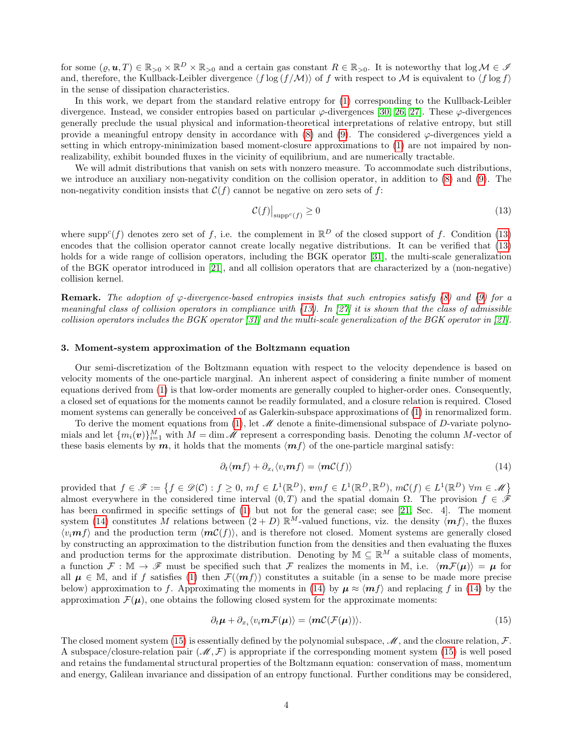for some $(\varrho, \boldsymbol{u}, T) \in \mathbb{R}_{>0} \times \mathbb{R}^D \times \mathbb{R}_{>0}$ and a certain gas constant $R \in \mathbb{R}_{>0}$. It is noteworthy that $\log \mathcal{M} \in \mathscr{I}$ and, therefore, the Kullback-Leibler divergence $\langle f \log(f/\mathcal{M})\rangle$ of $f$ with respect to $\mathcal{M}$ is equivalent to $\langle f \log f\rangle$ in the sense of dissipation characteristics.

In this work, we depart from the standard relative entropy for (1) corresponding to the Kullback-Leibler divergence. Instead, we consider entropies based on particular $\varphi$-divergences [30, 26, 27]. These $\varphi$-divergences generally preclude the usual physical and information-theoretical interpretations of relative entropy, but still provide a meaningful entropy density in accordance with (8) and (9). The considered $\varphi$-divergences yield a setting in which entropy-minimization based moment-closure approximations to (1) are not impaired by non-realizability, exhibit bounded fluxes in the vicinity of equilibrium, and are numerically tractable.

We will admit distributions that vanish on sets with nonzero measure. To accommodate such distributions, we introduce an auxiliary non-negativity condition on the collision operator, in addition to (8) and (9). The non-negativity condition insists that $\mathcal{C}(f)$ cannot be negative on zero sets of $f$:

$$
\mathcal{C}(f)\big|_{\mathrm{supp}^c(f)} \geq 0 \tag{13}
$$

where $\mathrm{supp}^c(f)$ denotes zero set of $f$, i.e. the complement in $\mathbb{R}^D$ of the closed support of $f$. Condition (13) encodes that the collision operator cannot create locally negative distributions. It can be verified that (13) holds for a wide range of collision operators, including the BGK operator [31], the multi-scale generalization of the BGK operator introduced in [21], and all collision operators that are characterized by a (non-negative) collision kernel.

**Remark.** *The adoption of $\varphi$-divergence-based entropies insists that such entropies satisfy (8) and (9) for a meaningful class of collision operators in compliance with (13). In [27] it is shown that the class of admissible collision operators includes the BGK operator [31] and the multi-scale generalization of the BGK operator in [21].*

## 3. Moment-system approximation of the Boltzmann equation

Our semi-discretization of the Boltzmann equation with respect to the velocity dependence is based on velocity moments of the one-particle marginal. An inherent aspect of considering a finite number of moment equations derived from (1) is that low-order moments are generally coupled to higher-order ones. Consequently, a closed set of equations for the moments cannot be readily formulated, and a closure relation is required. Closed moment systems can generally be conceived of as Galerkin-subspace approximations of (1) in renormalized form.

To derive the moment equations from (1), let $\mathscr{M}$ denote a finite-dimensional subspace of $D$-variate polynomials and let $\{m_i(\boldsymbol{v})\}_{i=1}^M$ with $M = \dim \mathscr{M}$ represent a corresponding basis. Denoting the column $M$-vector of these basis elements by $\boldsymbol{m}$, it holds that the moments $\langle \boldsymbol{m} f\rangle$ of the one-particle marginal satisfy:

$$
\partial_t \langle \boldsymbol{m} f\rangle + \partial_{x_i} \langle v_i \boldsymbol{m} f\rangle = \langle \boldsymbol{m}\mathcal{C}(f)\rangle \tag{14}
$$

provided that $f \in \mathscr{F} := \big\{ f \in \mathscr{D}(\mathcal{C}) : f \geq 0,\, mf \in L^1(\mathbb{R}^D),\, \boldsymbol{v}mf \in L^1(\mathbb{R}^D, \mathbb{R}^D),\, m\mathcal{C}(f) \in L^1(\mathbb{R}^D)\ \forall m \in \mathscr{M}\big\}$ almost everywhere in the considered time interval $(0, T)$ and the spatial domain $\Omega$. The provision $f \in \mathscr{F}$ has been confirmed in specific settings of (1) but not for the general case; see [21, Sec. 4]. The moment system (14) constitutes $M$ relations between $(2+D)$ $\mathbb{R}^M$-valued functions, viz. the density $\langle \boldsymbol{m} f\rangle$, the fluxes $\langle v_i \boldsymbol{m} f\rangle$ and the production term $\langle \boldsymbol{m}\mathcal{C}(f)\rangle$, and is therefore not closed. Moment systems are generally closed by constructing an approximation to the distribution function from the densities and then evaluating the fluxes and production terms for the approximate distribution. Denoting by $\mathbb{M} \subseteq \mathbb{R}^M$ a suitable class of moments, a function $\mathcal{F} : \mathbb{M} \to \mathscr{F}$ must be specified such that $\mathcal{F}$ realizes the moments in $\mathbb{M}$, i.e. $\langle \boldsymbol{m}\mathcal{F}(\boldsymbol{\mu})\rangle = \boldsymbol{\mu}$ for all $\boldsymbol{\mu} \in \mathbb{M}$, and if $f$ satisfies (1) then $\mathcal{F}(\langle \boldsymbol{m} f\rangle)$ constitutes a suitable (in a sense to be made more precise below) approximation to $f$. Approximating the moments in (14) by $\boldsymbol{\mu} \approx \langle \boldsymbol{m} f\rangle$ and replacing $f$ in (14) by the approximation $\mathcal{F}(\boldsymbol{\mu})$, one obtains the following closed system for the approximate moments:

$$
\partial_t \boldsymbol{\mu} + \partial_{x_i} \langle v_i \boldsymbol{m}\mathcal{F}(\boldsymbol{\mu})\rangle = \langle \boldsymbol{m}\mathcal{C}(\mathcal{F}(\boldsymbol{\mu}))\rangle. \tag{15}
$$

The closed moment system (15) is essentially defined by the polynomial subspace, $\mathscr{M}$, and the closure relation, $\mathcal{F}$. A subspace/closure-relation pair $(\mathscr{M}, \mathcal{F})$ is appropriate if the corresponding moment system (15) is well posed and retains the fundamental structural properties of the Boltzmann equation: conservation of mass, momentum and energy, Galilean invariance and dissipation of an entropy functional. Further conditions may be considered,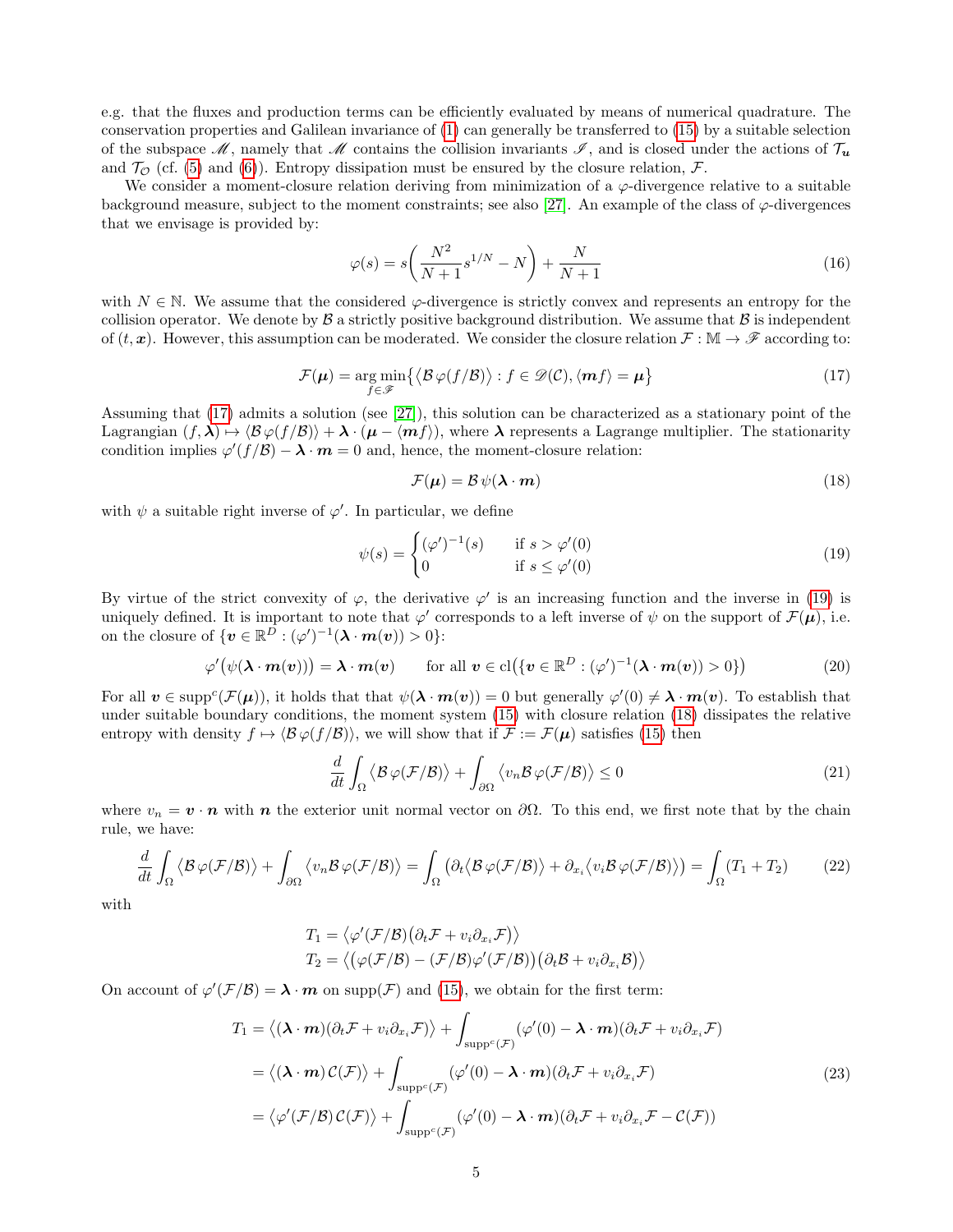e.g. that the fluxes and production terms can be efficiently evaluated by means of numerical quadrature. The conservation properties and Galilean invariance of (1) can generally be transferred to (15) by a suitable selection of the subspace $\mathscr{M}$, namely that $\mathscr{M}$ contains the collision invariants $\mathscr{I}$, and is closed under the actions of $\mathcal{T}_{\boldsymbol{u}}$ and $\mathcal{T}_{\mathcal{O}}$ (cf. (5) and (6)). Entropy dissipation must be ensured by the closure relation, $\mathcal{F}$.

We consider a moment-closure relation deriving from minimization of a $\varphi$-divergence relative to a suitable background measure, subject to the moment constraints; see also [27]. An example of the class of $\varphi$-divergences that we envisage is provided by:

$$\varphi(s) = s\bigg(\frac{N^2}{N+1}s^{1/N} - N\bigg) + \frac{N}{N+1} \tag{16}$$

with $N \in \mathbb{N}$. We assume that the considered $\varphi$-divergence is strictly convex and represents an entropy for the collision operator. We denote by $\mathcal{B}$ a strictly positive background distribution. We assume that $\mathcal{B}$ is independent of $(t, \boldsymbol{x})$. However, this assumption can be moderated. We consider the closure relation $\mathcal{F} : \mathbb{M} \to \mathscr{F}$ according to:

$$\mathcal{F}(\boldsymbol{\mu}) = \underset{f \in \mathscr{F}}{\arg\min}\big\{\langle \mathcal{B}\,\varphi(f/\mathcal{B})\rangle : f \in \mathscr{D}(\mathcal{C}), \langle \boldsymbol{m} f\rangle = \boldsymbol{\mu}\big\} \tag{17}$$

Assuming that (17) admits a solution (see [27]), this solution can be characterized as a stationary point of the Lagrangian $(f, \boldsymbol{\lambda}) \mapsto \langle \mathcal{B}\,\varphi(f/\mathcal{B})\rangle + \boldsymbol{\lambda} \cdot (\boldsymbol{\mu} - \langle \boldsymbol{m} f\rangle)$, where $\boldsymbol{\lambda}$ represents a Lagrange multiplier. The stationarity condition implies $\varphi'(f/\mathcal{B}) - \boldsymbol{\lambda} \cdot \boldsymbol{m} = 0$ and, hence, the moment-closure relation:

$$\mathcal{F}(\boldsymbol{\mu}) = \mathcal{B}\,\psi(\boldsymbol{\lambda} \cdot \boldsymbol{m}) \tag{18}$$

with $\psi$ a suitable right inverse of $\varphi'$. In particular, we define

$$\psi(s) = \begin{cases} (\varphi')^{-1}(s) & \text{if } s > \varphi'(0) \\ 0 & \text{if } s \leq \varphi'(0) \end{cases} \tag{19}$$

By virtue of the strict convexity of $\varphi$, the derivative $\varphi'$ is an increasing function and the inverse in (19) is uniquely defined. It is important to note that $\varphi'$ corresponds to a left inverse of $\psi$ on the support of $\mathcal{F}(\boldsymbol{\mu})$, i.e. on the closure of $\{\boldsymbol{v} \in \mathbb{R}^D : (\varphi')^{-1}(\boldsymbol{\lambda} \cdot \boldsymbol{m}(\boldsymbol{v})) > 0\}$:

$$\varphi'\big(\psi(\boldsymbol{\lambda} \cdot \boldsymbol{m}(\boldsymbol{v}))\big) = \boldsymbol{\lambda} \cdot \boldsymbol{m}(\boldsymbol{v}) \qquad \text{for all } \boldsymbol{v} \in \mathrm{cl}\big(\{\boldsymbol{v} \in \mathbb{R}^D : (\varphi')^{-1}(\boldsymbol{\lambda} \cdot \boldsymbol{m}(\boldsymbol{v})) > 0\}\big) \tag{20}$$

For all $\boldsymbol{v} \in \mathrm{supp}^c(\mathcal{F}(\boldsymbol{\mu}))$, it holds that that $\psi(\boldsymbol{\lambda} \cdot \boldsymbol{m}(\boldsymbol{v})) = 0$ but generally $\varphi'(0) \neq \boldsymbol{\lambda} \cdot \boldsymbol{m}(\boldsymbol{v})$. To establish that under suitable boundary conditions, the moment system (15) with closure relation (18) dissipates the relative entropy with density $f \mapsto \langle \mathcal{B}\,\varphi(f/\mathcal{B})\rangle$, we will show that if $\mathcal{F} := \mathcal{F}(\boldsymbol{\mu})$ satisfies (15) then

$$\frac{d}{dt}\int_{\Omega} \big\langle \mathcal{B}\,\varphi(\mathcal{F}/\mathcal{B})\big\rangle + \int_{\partial\Omega} \big\langle v_n \mathcal{B}\,\varphi(\mathcal{F}/\mathcal{B})\big\rangle \leq 0 \tag{21}$$

where $v_n = \boldsymbol{v} \cdot \boldsymbol{n}$ with $\boldsymbol{n}$ the exterior unit normal vector on $\partial\Omega$. To this end, we first note that by the chain rule, we have:

$$\frac{d}{dt}\int_{\Omega} \big\langle \mathcal{B}\,\varphi(\mathcal{F}/\mathcal{B})\big\rangle + \int_{\partial\Omega} \big\langle v_n \mathcal{B}\,\varphi(\mathcal{F}/\mathcal{B})\big\rangle = \int_{\Omega} \big(\partial_t \big\langle \mathcal{B}\,\varphi(\mathcal{F}/\mathcal{B})\big\rangle + \partial_{x_i}\big\langle v_i \mathcal{B}\,\varphi(\mathcal{F}/\mathcal{B})\big\rangle\big) = \int_{\Omega} (T_1 + T_2) \tag{22}$$

with

$$\begin{aligned} T_1 &= \big\langle \varphi'(\mathcal{F}/\mathcal{B})\big(\partial_t \mathcal{F} + v_i \partial_{x_i} \mathcal{F}\big)\big\rangle \\ T_2 &= \big\langle \big(\varphi(\mathcal{F}/\mathcal{B}) - (\mathcal{F}/\mathcal{B})\varphi'(\mathcal{F}/\mathcal{B})\big)\big(\partial_t \mathcal{B} + v_i \partial_{x_i} \mathcal{B}\big)\big\rangle \end{aligned}$$

On account of $\varphi'(\mathcal{F}/\mathcal{B}) = \boldsymbol{\lambda} \cdot \boldsymbol{m}$ on $\mathrm{supp}(\mathcal{F})$ and (15), we obtain for the first term:

$$\begin{aligned} T_1 &= \big\langle (\boldsymbol{\lambda} \cdot \boldsymbol{m})(\partial_t \mathcal{F} + v_i \partial_{x_i} \mathcal{F})\big\rangle + \int_{\mathrm{supp}^c(\mathcal{F})} (\varphi'(0) - \boldsymbol{\lambda} \cdot \boldsymbol{m})(\partial_t \mathcal{F} + v_i \partial_{x_i} \mathcal{F}) \\ &= \big\langle (\boldsymbol{\lambda} \cdot \boldsymbol{m})\,\mathcal{C}(\mathcal{F})\big\rangle + \int_{\mathrm{supp}^c(\mathcal{F})} (\varphi'(0) - \boldsymbol{\lambda} \cdot \boldsymbol{m})(\partial_t \mathcal{F} + v_i \partial_{x_i} \mathcal{F}) \\ &= \big\langle \varphi'(\mathcal{F}/\mathcal{B})\,\mathcal{C}(\mathcal{F})\big\rangle + \int_{\mathrm{supp}^c(\mathcal{F})} (\varphi'(0) - \boldsymbol{\lambda} \cdot \boldsymbol{m})(\partial_t \mathcal{F} + v_i \partial_{x_i} \mathcal{F} - \mathcal{C}(\mathcal{F})) \end{aligned} \tag{23}$$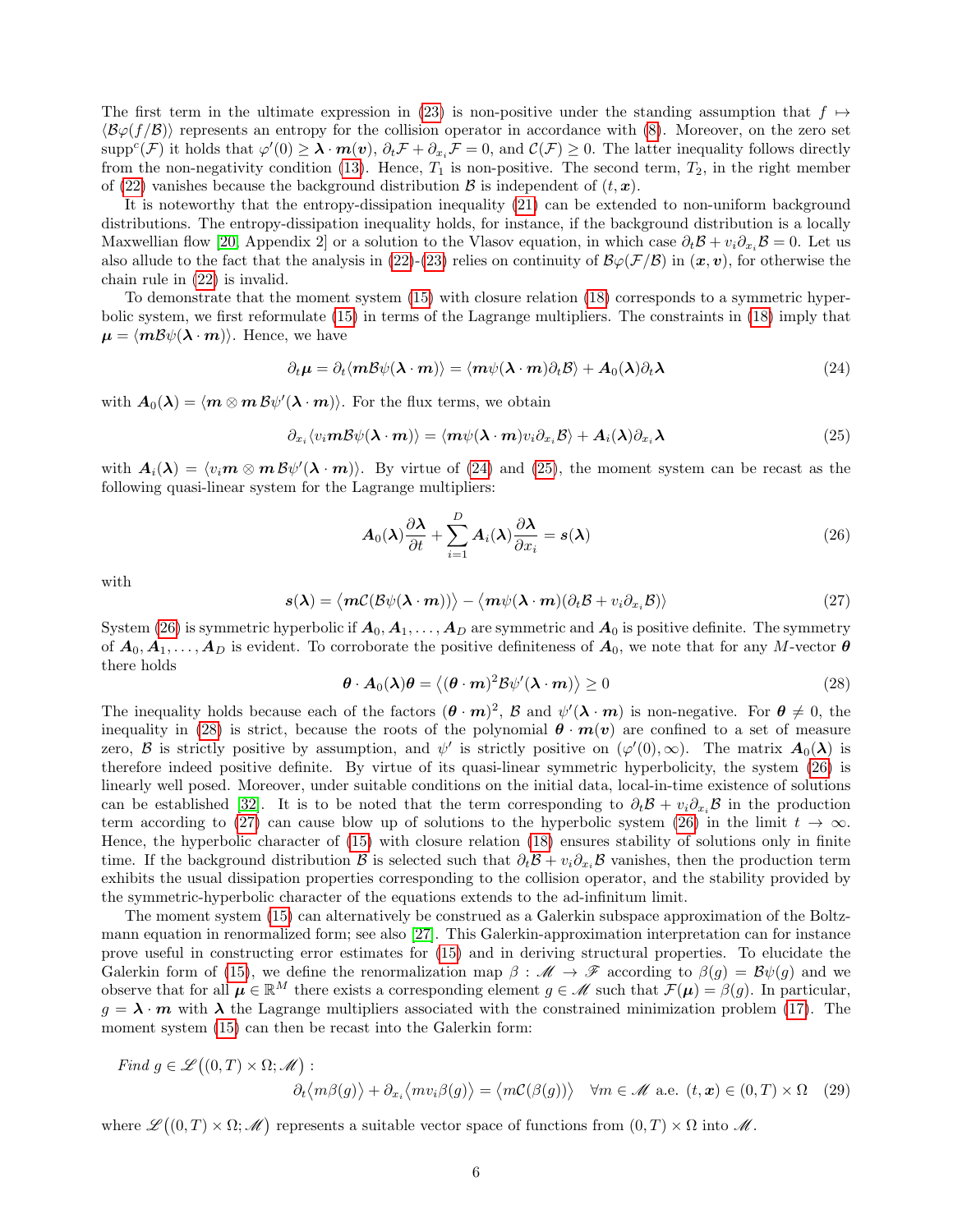The first term in the ultimate expression in (23) is non-positive under the standing assumption that $f \mapsto \langle \mathcal{B}\varphi(f/\mathcal{B})\rangle$ represents an entropy for the collision operator in accordance with (8). Moreover, on the zero set $\operatorname{supp}^c(\mathcal{F})$ it holds that $\varphi'(0) \geq \boldsymbol{\lambda}\cdot\boldsymbol{m}(\boldsymbol{v})$, $\partial_t\mathcal{F} + \partial_{x_i}\mathcal{F} = 0$, and $\mathcal{C}(\mathcal{F}) \geq 0$. The latter inequality follows directly from the non-negativity condition (13). Hence, $T_1$ is non-positive. The second term, $T_2$, in the right member of (22) vanishes because the background distribution $\mathcal{B}$ is independent of $(t,\boldsymbol{x})$.

It is noteworthy that the entropy-dissipation inequality (21) can be extended to non-uniform background distributions. The entropy-dissipation inequality holds, for instance, if the background distribution is a locally Maxwellian flow [20, Appendix 2] or a solution to the Vlasov equation, in which case $\partial_t\mathcal{B} + v_i\partial_{x_i}\mathcal{B} = 0$. Let us also allude to the fact that the analysis in (22)-(23) relies on continuity of $\mathcal{B}\varphi(\mathcal{F}/\mathcal{B})$ in $(\boldsymbol{x},\boldsymbol{v})$, for otherwise the chain rule in (22) is invalid.

To demonstrate that the moment system (15) with closure relation (18) corresponds to a symmetric hyperbolic system, we first reformulate (15) in terms of the Lagrange multipliers. The constraints in (18) imply that $\boldsymbol{\mu} = \langle \boldsymbol{m}\mathcal{B}\psi(\boldsymbol{\lambda}\cdot\boldsymbol{m})\rangle$. Hence, we have

$$\partial_t\boldsymbol{\mu} = \partial_t\langle \boldsymbol{m}\mathcal{B}\psi(\boldsymbol{\lambda}\cdot\boldsymbol{m})\rangle = \langle \boldsymbol{m}\psi(\boldsymbol{\lambda}\cdot\boldsymbol{m})\partial_t\mathcal{B}\rangle + \boldsymbol{A}_0(\boldsymbol{\lambda})\partial_t\boldsymbol{\lambda} \tag{24}$$

with $\boldsymbol{A}_0(\boldsymbol{\lambda}) = \langle \boldsymbol{m}\otimes\boldsymbol{m}\,\mathcal{B}\psi'(\boldsymbol{\lambda}\cdot\boldsymbol{m})\rangle$. For the flux terms, we obtain

$$\partial_{x_i}\langle v_i\boldsymbol{m}\mathcal{B}\psi(\boldsymbol{\lambda}\cdot\boldsymbol{m})\rangle = \langle \boldsymbol{m}\psi(\boldsymbol{\lambda}\cdot\boldsymbol{m})v_i\partial_{x_i}\mathcal{B}\rangle + \boldsymbol{A}_i(\boldsymbol{\lambda})\partial_{x_i}\boldsymbol{\lambda} \tag{25}$$

with $\boldsymbol{A}_i(\boldsymbol{\lambda}) = \langle v_i\boldsymbol{m}\otimes\boldsymbol{m}\,\mathcal{B}\psi'(\boldsymbol{\lambda}\cdot\boldsymbol{m})\rangle$. By virtue of (24) and (25), the moment system can be recast as the following quasi-linear system for the Lagrange multipliers:

$$\boldsymbol{A}_0(\boldsymbol{\lambda})\frac{\partial\boldsymbol{\lambda}}{\partial t} + \sum_{i=1}^{D}\boldsymbol{A}_i(\boldsymbol{\lambda})\frac{\partial\boldsymbol{\lambda}}{\partial x_i} = \boldsymbol{s}(\boldsymbol{\lambda}) \tag{26}$$

with

$$\boldsymbol{s}(\boldsymbol{\lambda}) = \big\langle \boldsymbol{m}\mathcal{C}(\mathcal{B}\psi(\boldsymbol{\lambda}\cdot\boldsymbol{m}))\big\rangle - \big\langle \boldsymbol{m}\psi(\boldsymbol{\lambda}\cdot\boldsymbol{m})(\partial_t\mathcal{B} + v_i\partial_{x_i}\mathcal{B})\big\rangle \tag{27}$$

System (26) is symmetric hyperbolic if $\boldsymbol{A}_0, \boldsymbol{A}_1, \dots, \boldsymbol{A}_D$ are symmetric and $\boldsymbol{A}_0$ is positive definite. The symmetry of $\boldsymbol{A}_0, \boldsymbol{A}_1, \dots, \boldsymbol{A}_D$ is evident. To corroborate the positive definiteness of $\boldsymbol{A}_0$, we note that for any $M$-vector $\boldsymbol{\theta}$ there holds

$$\boldsymbol{\theta}\cdot\boldsymbol{A}_0(\boldsymbol{\lambda})\boldsymbol{\theta} = \big\langle (\boldsymbol{\theta}\cdot\boldsymbol{m})^2\mathcal{B}\psi'(\boldsymbol{\lambda}\cdot\boldsymbol{m})\big\rangle \geq 0 \tag{28}$$

The inequality holds because each of the factors $(\boldsymbol{\theta}\cdot\boldsymbol{m})^2$, $\mathcal{B}$ and $\psi'(\boldsymbol{\lambda}\cdot\boldsymbol{m})$ is non-negative. For $\boldsymbol{\theta} \neq 0$, the inequality in (28) is strict, because the roots of the polynomial $\boldsymbol{\theta}\cdot\boldsymbol{m}(\boldsymbol{v})$ are confined to a set of measure zero, $\mathcal{B}$ is strictly positive by assumption, and $\psi'$ is strictly positive on $(\varphi'(0),\infty)$. The matrix $\boldsymbol{A}_0(\boldsymbol{\lambda})$ is therefore indeed positive definite. By virtue of its quasi-linear symmetric hyperbolicity, the system (26) is linearly well posed. Moreover, under suitable conditions on the initial data, local-in-time existence of solutions can be established [32]. It is to be noted that the term corresponding to $\partial_t\mathcal{B} + v_i\partial_{x_i}\mathcal{B}$ in the production term according to (27) can cause blow up of solutions to the hyperbolic system (26) in the limit $t \to \infty$. Hence, the hyperbolic character of (15) with closure relation (18) ensures stability of solutions only in finite time. If the background distribution $\mathcal{B}$ is selected such that $\partial_t\mathcal{B} + v_i\partial_{x_i}\mathcal{B}$ vanishes, then the production term exhibits the usual dissipation properties corresponding to the collision operator, and the stability provided by the symmetric-hyperbolic character of the equations extends to the ad-infinitum limit.

The moment system (15) can alternatively be construed as a Galerkin subspace approximation of the Boltzmann equation in renormalized form; see also [27]. This Galerkin-approximation interpretation can for instance prove useful in constructing error estimates for (15) and in deriving structural properties. To elucidate the Galerkin form of (15), we define the renormalization map $\beta : \mathscr{M} \to \mathscr{F}$ according to $\beta(g) = \mathcal{B}\psi(g)$ and we observe that for all $\boldsymbol{\mu} \in \mathbb{R}^M$ there exists a corresponding element $g \in \mathscr{M}$ such that $\mathcal{F}(\boldsymbol{\mu}) = \beta(g)$. In particular, $g = \boldsymbol{\lambda}\cdot\boldsymbol{m}$ with $\boldsymbol{\lambda}$ the Lagrange multipliers associated with the constrained minimization problem (17). The moment system (15) can then be recast into the Galerkin form:

*Find* $g \in \mathscr{L}\big((0,T)\times\Omega;\mathscr{M}\big)$ :

$$\partial_t\big\langle m\beta(g)\big\rangle + \partial_{x_i}\big\langle mv_i\beta(g)\big\rangle = \big\langle m\mathcal{C}(\beta(g))\big\rangle \quad \forall m \in \mathscr{M} \text{ a.e. } (t,\boldsymbol{x}) \in (0,T)\times\Omega \tag{29}$$

where $\mathscr{L}\big((0,T)\times\Omega;\mathscr{M}\big)$ represents a suitable vector space of functions from $(0,T)\times\Omega$ into $\mathscr{M}$.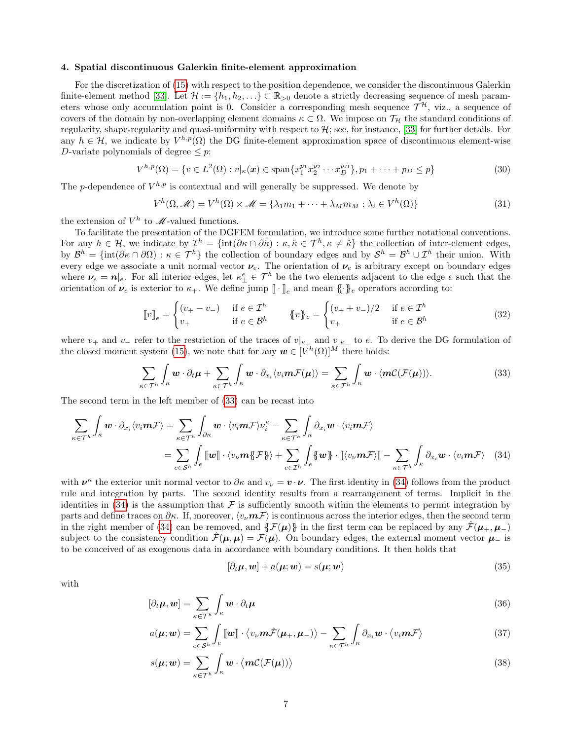## 4. Spatial discontinuous Galerkin finite-element approximation

For the discretization of (15) with respect to the position dependence, we consider the discontinuous Galerkin finite-element method [33]. Let $\mathcal{H} := \{h_1, h_2, \dots\} \subset \mathbb{R}_{>0}$ denote a strictly decreasing sequence of mesh parameters whose only accumulation point is 0. Consider a corresponding mesh sequence $\mathcal{T}^{\mathcal{H}}$, viz., a sequence of covers of the domain by non-overlapping element domains $\kappa \subset \Omega$. We impose on $\mathcal{T}_{\mathcal{H}}$ the standard conditions of regularity, shape-regularity and quasi-uniformity with respect to $\mathcal{H}$; see, for instance, [33] for further details. For any $h \in \mathcal{H}$, we indicate by $V^{h,p}(\Omega)$ the DG finite-element approximation space of discontinuous element-wise $D$-variate polynomials of degree $\leq p$:

$$V^{h,p}(\Omega) = \{v \in L^2(\Omega) : v|_\kappa(\boldsymbol{x}) \in \operatorname{span}\{x_1^{p_1} x_2^{p_2} \cdots x_D^{p_D}\}, p_1 + \cdots + p_D \leq p\} \tag{30}$$

The $p$-dependence of $V^{h,p}$ is contextual and will generally be suppressed. We denote by

$$V^h(\Omega, \mathscr{M}) = V^h(\Omega) \times \mathscr{M} = \{\lambda_1 m_1 + \cdots + \lambda_M m_M : \lambda_i \in V^h(\Omega)\} \tag{31}$$

the extension of $V^h$ to $\mathscr{M}$-valued functions.

To facilitate the presentation of the DGFEM formulation, we introduce some further notational conventions. For any $h \in \mathcal{H}$, we indicate by $\mathcal{I}^h = \{\operatorname{int}(\partial\kappa \cap \partial\hat{\kappa}) : \kappa, \hat{\kappa} \in \mathcal{T}^h, \kappa \neq \hat{\kappa}\}$ the collection of inter-element edges, by $\mathcal{B}^h = \{\operatorname{int}(\partial\kappa \cap \partial\Omega) : \kappa \in \mathcal{T}^h\}$ the collection of boundary edges and by $\mathcal{S}^h = \mathcal{B}^h \cup \mathcal{I}^h$ their union. With every edge we associate a unit normal vector $\boldsymbol{\nu}_e$. The orientation of $\boldsymbol{\nu}_e$ is arbitrary except on boundary edges where $\boldsymbol{\nu}_e = \boldsymbol{n}|_e$. For all interior edges, let $\kappa_\pm^e \in \mathcal{T}^h$ be the two elements adjacent to the edge $e$ such that the orientation of $\boldsymbol{\nu}_e$ is exterior to $\kappa_+$. We define jump $[\![ \cdot ]\!]_e$ and mean $\{\!\{\cdot\}\!\}_e$ operators according to:

$$[\![v]\!]_e = \begin{cases} (v_+ - v_-) & \text{if } e \in \mathcal{I}^h \\ v_+ & \text{if } e \in \mathcal{B}^h \end{cases} \qquad \{\!\{v\}\!\}_e = \begin{cases} (v_+ + v_-)/2 & \text{if } e \in \mathcal{I}^h \\ v_+ & \text{if } e \in \mathcal{B}^h \end{cases} \tag{32}$$

where $v_+$ and $v_-$ refer to the restriction of the traces of $v|_{\kappa_+}$ and $v|_{\kappa_-}$ to $e$. To derive the DG formulation of the closed moment system (15), we note that for any $\boldsymbol{w} \in [V^h(\Omega)]^M$ there holds:

$$\sum_{\kappa \in \mathcal{T}^h} \int_\kappa \boldsymbol{w} \cdot \partial_t \boldsymbol{\mu} + \sum_{\kappa \in \mathcal{T}^h} \int_\kappa \boldsymbol{w} \cdot \partial_{x_i} \langle v_i \boldsymbol{m} \mathcal{F}(\boldsymbol{\mu}) \rangle = \sum_{\kappa \in \mathcal{T}^h} \int_\kappa \boldsymbol{w} \cdot \langle \boldsymbol{m} \mathcal{C}(\mathcal{F}(\boldsymbol{\mu})) \rangle. \tag{33}$$

The second term in the left member of (33) can be recast into

$$\begin{aligned} \sum_{\kappa \in \mathcal{T}^h} \int_\kappa \boldsymbol{w} \cdot \partial_{x_i} \langle v_i \boldsymbol{m} \mathcal{F} \rangle &= \sum_{\kappa \in \mathcal{T}^h} \int_{\partial\kappa} \boldsymbol{w} \cdot \langle v_i \boldsymbol{m} \mathcal{F} \rangle \nu_i^\kappa - \sum_{\kappa \in \mathcal{T}^h} \int_\kappa \partial_{x_i} \boldsymbol{w} \cdot \langle v_i \boldsymbol{m} \mathcal{F} \rangle \\ &= \sum_{e \in \mathcal{S}^h} \int_e [\![\boldsymbol{w}]\!] \cdot \langle v_\nu \boldsymbol{m} \{\!\{\mathcal{F}\}\!\} \rangle + \sum_{e \in \mathcal{I}^h} \int_e \{\!\{\boldsymbol{w}\}\!\} \cdot [\![\langle v_\nu \boldsymbol{m} \mathcal{F} \rangle]\!] - \sum_{\kappa \in \mathcal{T}^h} \int_\kappa \partial_{x_i} \boldsymbol{w} \cdot \langle v_i \boldsymbol{m} \mathcal{F} \rangle \end{aligned} \tag{34}$$

with $\boldsymbol{\nu}^\kappa$ the exterior unit normal vector to $\partial\kappa$ and $v_\nu = \boldsymbol{v} \cdot \boldsymbol{\nu}$. The first identity in (34) follows from the product rule and integration by parts. The second identity results from a rearrangement of terms. Implicit in the identities in (34) is the assumption that $\mathcal{F}$ is sufficiently smooth within the elements to permit integration by parts and define traces on $\partial\kappa$. If, moreover, $\langle v_\nu \boldsymbol{m} \mathcal{F} \rangle$ is continuous across the interior edges, then the second term in the right member of (34) can be removed, and $\{\!\{\mathcal{F}(\boldsymbol{\mu})\}\!\}$ in the first term can be replaced by any $\hat{\mathcal{F}}(\boldsymbol{\mu}_+, \boldsymbol{\mu}_-)$ subject to the consistency condition $\hat{\mathcal{F}}(\boldsymbol{\mu}, \boldsymbol{\mu}) = \mathcal{F}(\boldsymbol{\mu})$. On boundary edges, the external moment vector $\boldsymbol{\mu}_-$ is to be conceived of as exogenous data in accordance with boundary conditions. It then holds that

$$[\partial_t \boldsymbol{\mu}, \boldsymbol{w}] + a(\boldsymbol{\mu}; \boldsymbol{w}) = s(\boldsymbol{\mu}; \boldsymbol{w}) \tag{35}$$

with

$$[\partial_t \boldsymbol{\mu}, \boldsymbol{w}] = \sum_{\kappa \in \mathcal{T}^h} \int_\kappa \boldsymbol{w} \cdot \partial_t \boldsymbol{\mu} \tag{36}$$

$$a(\boldsymbol{\mu}; \boldsymbol{w}) = \sum_{e \in \mathcal{S}^h} \int_e [\![\boldsymbol{w}]\!] \cdot \big\langle v_\nu \boldsymbol{m} \hat{\mathcal{F}}(\boldsymbol{\mu}_+, \boldsymbol{\mu}_-) \big\rangle - \sum_{\kappa \in \mathcal{T}^h} \int_\kappa \partial_{x_i} \boldsymbol{w} \cdot \big\langle v_i \boldsymbol{m} \mathcal{F} \big\rangle \tag{37}$$

$$s(\boldsymbol{\mu}; \boldsymbol{w}) = \sum_{\kappa \in \mathcal{T}^h} \int_\kappa \boldsymbol{w} \cdot \big\langle \boldsymbol{m} \mathcal{C}(\mathcal{F}(\boldsymbol{\mu})) \big\rangle \tag{38}$$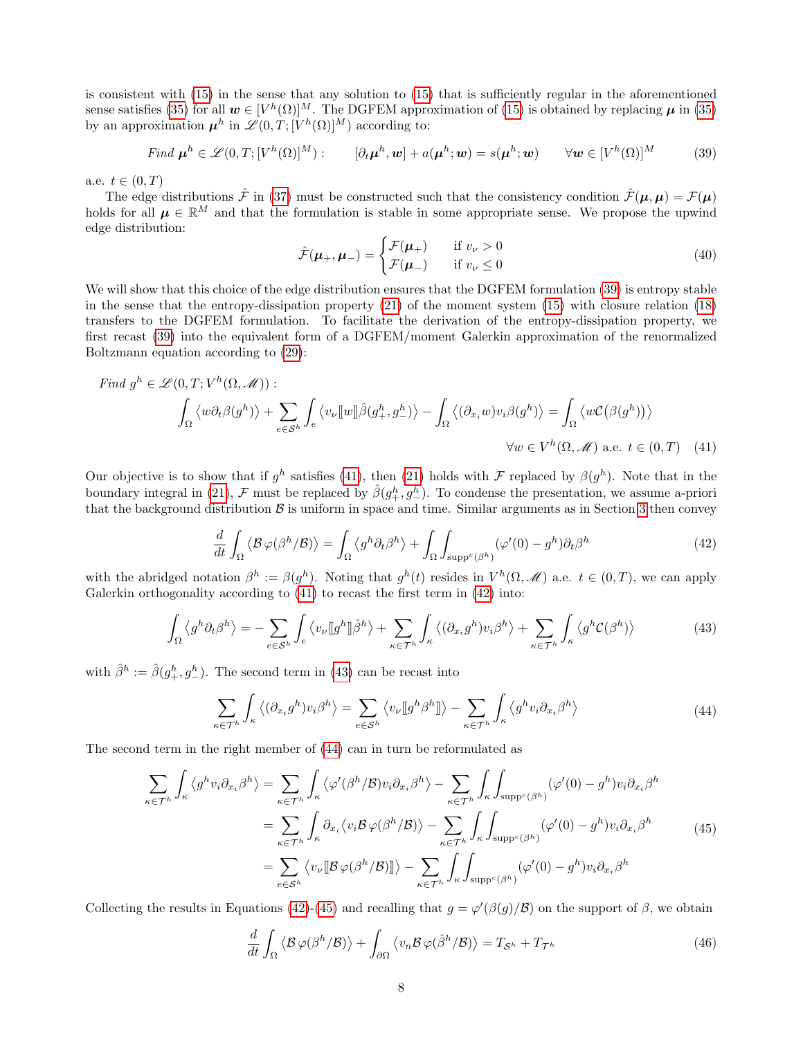is consistent with (15) in the sense that any solution to (15) that is sufficiently regular in the aforementioned sense satisfies (35) for all $\boldsymbol{w} \in [V^h(\Omega)]^M$. The DGFEM approximation of (15) is obtained by replacing $\boldsymbol{\mu}$ in (35) by an approximation $\boldsymbol{\mu}^h$ in $\mathscr{L}(0,T;[V^h(\Omega)]^M)$ according to:

$$\textit{Find } \boldsymbol{\mu}^h \in \mathscr{L}(0,T;[V^h(\Omega)]^M): \qquad [\partial_t \boldsymbol{\mu}^h, \boldsymbol{w}] + a(\boldsymbol{\mu}^h;\boldsymbol{w}) = s(\boldsymbol{\mu}^h;\boldsymbol{w}) \qquad \forall \boldsymbol{w} \in [V^h(\Omega)]^M \tag{39}$$

a.e. $t \in (0,T)$

The edge distributions $\hat{\mathcal{F}}$ in (37) must be constructed such that the consistency condition $\hat{\mathcal{F}}(\boldsymbol{\mu},\boldsymbol{\mu}) = \mathcal{F}(\boldsymbol{\mu})$ holds for all $\boldsymbol{\mu} \in \mathbb{R}^M$ and that the formulation is stable in some appropriate sense. We propose the upwind edge distribution:

$$\hat{\mathcal{F}}(\boldsymbol{\mu}_+,\boldsymbol{\mu}_-) = \begin{cases} \mathcal{F}(\boldsymbol{\mu}_+) & \text{if } v_\nu > 0 \\ \mathcal{F}(\boldsymbol{\mu}_-) & \text{if } v_\nu \leq 0 \end{cases} \tag{40}$$

We will show that this choice of the edge distribution ensures that the DGFEM formulation (39) is entropy stable in the sense that the entropy-dissipation property (21) of the moment system (15) with closure relation (18) transfers to the DGFEM formulation. To facilitate the derivation of the entropy-dissipation property, we first recast (39) into the equivalent form of a DGFEM/moment Galerkin approximation of the renormalized Boltzmann equation according to (29):

$$\begin{aligned} &\textit{Find } g^h \in \mathscr{L}(0,T;V^h(\Omega,\mathscr{M})): \\ &\quad \int_\Omega \langle w \partial_t \beta(g^h) \rangle + \sum_{e \in \mathcal{S}^h} \int_e \langle v_\nu [\![w]\!] \hat{\beta}(g^h_+, g^h_-) \rangle - \int_\Omega \langle (\partial_{x_i} w) v_i \beta(g^h) \rangle = \int_\Omega \langle w \mathcal{C}\big(\beta(g^h)\big) \rangle \\ &\qquad\qquad\qquad\qquad\qquad\qquad\qquad\qquad\qquad\qquad\qquad \forall w \in V^h(\Omega,\mathscr{M}) \text{ a.e. } t \in (0,T) \end{aligned} \tag{41}$$

Our objective is to show that if $g^h$ satisfies (41), then (21) holds with $\mathcal{F}$ replaced by $\beta(g^h)$. Note that in the boundary integral in (21), $\mathcal{F}$ must be replaced by $\hat{\beta}(g^h_+, g^h_-)$. To condense the presentation, we assume a-priori that the background distribution $\mathcal{B}$ is uniform in space and time. Similar arguments as in Section 3 then convey

$$\frac{d}{dt} \int_\Omega \langle \mathcal{B}\, \varphi(\beta^h/\mathcal{B}) \rangle = \int_\Omega \langle g^h \partial_t \beta^h \rangle + \int_\Omega \int_{\mathrm{supp}^c(\beta^h)} (\varphi'(0) - g^h) \partial_t \beta^h \tag{42}$$

with the abridged notation $\beta^h := \beta(g^h)$. Noting that $g^h(t)$ resides in $V^h(\Omega,\mathscr{M})$ a.e. $t \in (0,T)$, we can apply Galerkin orthogonality according to (41) to recast the first term in (42) into:

$$\int_\Omega \langle g^h \partial_t \beta^h \rangle = -\sum_{e \in \mathcal{S}^h} \int_e \langle v_\nu [\![g^h]\!] \hat{\beta}^h \rangle + \sum_{\kappa \in \mathcal{T}^h} \int_\kappa \langle (\partial_{x_i} g^h) v_i \beta^h \rangle + \sum_{\kappa \in \mathcal{T}^h} \int_\kappa \langle g^h \mathcal{C}(\beta^h) \rangle \tag{43}$$

with $\hat{\beta}^h := \hat{\beta}(g^h_+, g^h_-)$. The second term in (43) can be recast into

$$\sum_{\kappa \in \mathcal{T}^h} \int_\kappa \langle (\partial_{x_i} g^h) v_i \beta^h \rangle = \sum_{e \in \mathcal{S}^h} \langle v_\nu [\![g^h \beta^h]\!] \rangle - \sum_{\kappa \in \mathcal{T}^h} \int_\kappa \langle g^h v_i \partial_{x_i} \beta^h \rangle \tag{44}$$

The second term in the right member of (44) can in turn be reformulated as

$$\begin{aligned} \sum_{\kappa \in \mathcal{T}^h} \int_\kappa \langle g^h v_i \partial_{x_i} \beta^h \rangle &= \sum_{\kappa \in \mathcal{T}^h} \int_\kappa \langle \varphi'(\beta^h/\mathcal{B}) v_i \partial_{x_i} \beta^h \rangle - \sum_{\kappa \in \mathcal{T}^h} \int_\kappa \int_{\mathrm{supp}^c(\beta^h)} (\varphi'(0) - g^h) v_i \partial_{x_i} \beta^h \\ &= \sum_{\kappa \in \mathcal{T}^h} \int_\kappa \partial_{x_i} \langle v_i \mathcal{B}\, \varphi(\beta^h/\mathcal{B}) \rangle - \sum_{\kappa \in \mathcal{T}^h} \int_\kappa \int_{\mathrm{supp}^c(\beta^h)} (\varphi'(0) - g^h) v_i \partial_{x_i} \beta^h \\ &= \sum_{e \in \mathcal{S}^h} \langle v_\nu [\![\mathcal{B}\, \varphi(\beta^h/\mathcal{B})]\!] \rangle - \sum_{\kappa \in \mathcal{T}^h} \int_\kappa \int_{\mathrm{supp}^c(\beta^h)} (\varphi'(0) - g^h) v_i \partial_{x_i} \beta^h \end{aligned} \tag{45}$$

Collecting the results in Equations (42)-(45) and recalling that $g = \varphi'(\beta(g)/\mathcal{B})$ on the support of $\beta$, we obtain

$$\frac{d}{dt} \int_\Omega \langle \mathcal{B}\, \varphi(\beta^h/\mathcal{B}) \rangle + \int_{\partial\Omega} \langle v_n \mathcal{B}\, \varphi(\hat{\beta}^h/\mathcal{B}) \rangle = T_{\mathcal{S}^h} + T_{\mathcal{T}^h} \tag{46}$$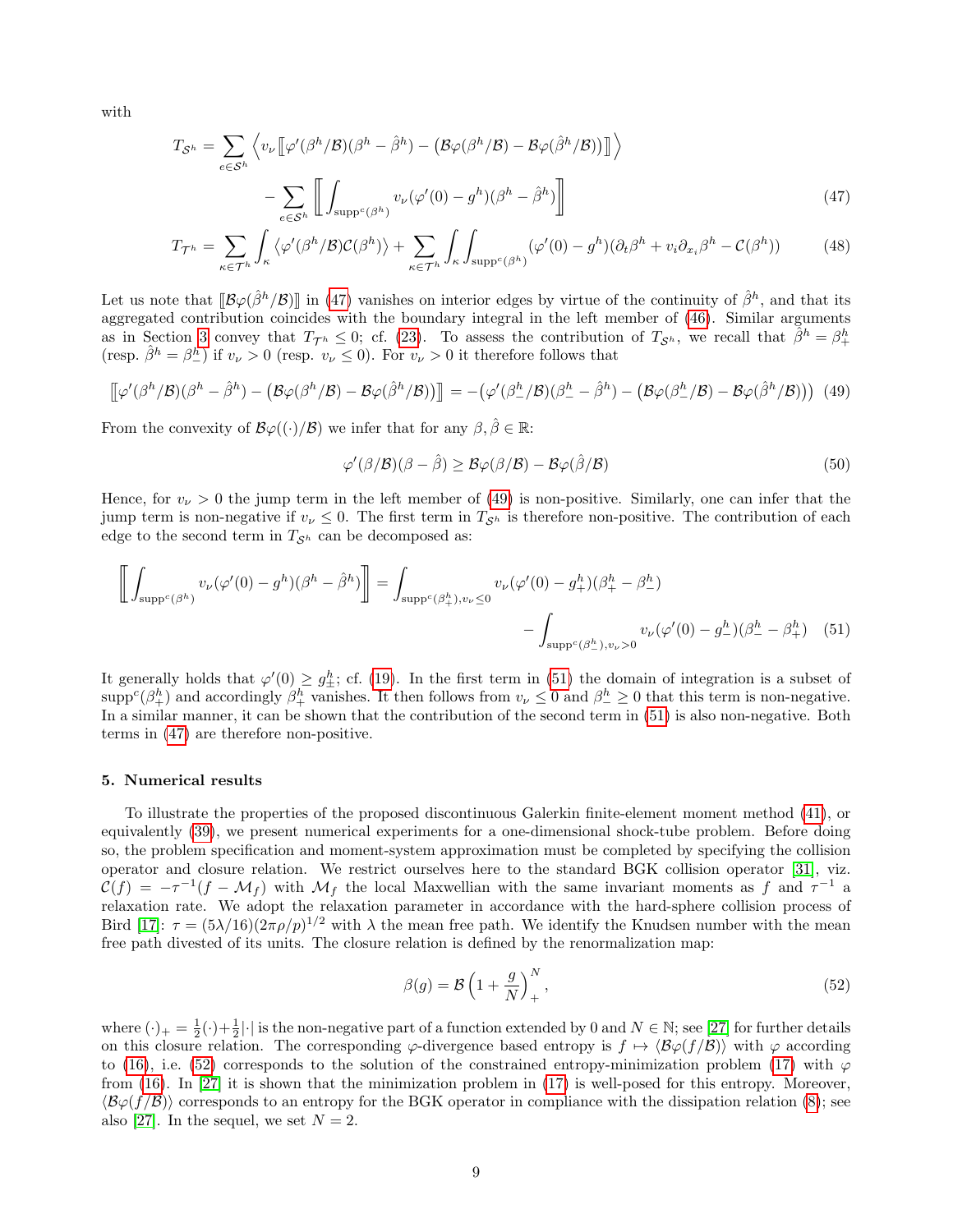with

$$
T_{\mathcal{S}^h} = \sum_{e\in\mathcal{S}^h} \Big\langle v_\nu \big[\!\big[ \varphi'(\beta^h/\mathcal{B})(\beta^h - \hat{\beta}^h) - \big(\mathcal{B}\varphi(\beta^h/\mathcal{B}) - \mathcal{B}\varphi(\hat{\beta}^h/\mathcal{B})\big) \big]\!\big] \Big\rangle \\
- \sum_{e\in\mathcal{S}^h} \left[\!\!\left[ \int_{\mathrm{supp}^c(\beta^h)} v_\nu(\varphi'(0) - g^h)(\beta^h - \hat{\beta}^h) \right]\!\!\right] \tag{47}
$$

$$
T_{\mathcal{T}^h} = \sum_{\kappa\in\mathcal{T}^h} \int_\kappa \big\langle \varphi'(\beta^h/\mathcal{B})\mathcal{C}(\beta^h) \big\rangle + \sum_{\kappa\in\mathcal{T}^h} \int_\kappa \int_{\mathrm{supp}^c(\beta^h)} (\varphi'(0) - g^h)(\partial_t \beta^h + v_i \partial_{x_i} \beta^h - \mathcal{C}(\beta^h)) \tag{48}
$$

Let us note that $[\![\mathcal{B}\varphi(\hat{\beta}^h/\mathcal{B})]\!]$ in (47) vanishes on interior edges by virtue of the continuity of $\hat{\beta}^h$, and that its aggregated contribution coincides with the boundary integral in the left member of (46). Similar arguments as in Section 3 convey that $T_{\mathcal{T}^h} \leq 0$; cf. (23). To assess the contribution of $T_{\mathcal{S}^h}$, we recall that $\hat{\beta}^h = \beta^h_+$ (resp. $\hat{\beta}^h = \beta^h_-$) if $v_\nu > 0$ (resp. $v_\nu \leq 0$). For $v_\nu > 0$ it therefore follows that

$$
\big[\!\big[ \varphi'(\beta^h/\mathcal{B})(\beta^h - \hat{\beta}^h) - \big(\mathcal{B}\varphi(\beta^h/\mathcal{B}) - \mathcal{B}\varphi(\hat{\beta}^h/\mathcal{B})\big) \big]\!\big] = -\big( \varphi'(\beta^h_-/\mathcal{B})(\beta^h_- - \hat{\beta}^h) - \big(\mathcal{B}\varphi(\beta^h_-/\mathcal{B}) - \mathcal{B}\varphi(\hat{\beta}^h/\mathcal{B})\big)\big) \tag{49}
$$

From the convexity of $\mathcal{B}\varphi((\cdot)/\mathcal{B})$ we infer that for any $\beta, \hat{\beta} \in \mathbb{R}$:

$$
\varphi'(\beta/\mathcal{B})(\beta - \hat{\beta}) \geq \mathcal{B}\varphi(\beta/\mathcal{B}) - \mathcal{B}\varphi(\hat{\beta}/\mathcal{B}) \tag{50}
$$

Hence, for $v_\nu > 0$ the jump term in the left member of (49) is non-positive. Similarly, one can infer that the jump term is non-negative if $v_\nu \leq 0$. The first term in $T_{\mathcal{S}^h}$ is therefore non-positive. The contribution of each edge to the second term in $T_{\mathcal{S}^h}$ can be decomposed as:

$$
\left[\!\!\left[ \int_{\mathrm{supp}^c(\beta^h)} v_\nu(\varphi'(0) - g^h)(\beta^h - \hat{\beta}^h) \right]\!\!\right] = \int_{\mathrm{supp}^c(\beta^h_+), v_\nu \leq 0} v_\nu(\varphi'(0) - g^h_+)(\beta^h_+ - \beta^h_-) \\
- \int_{\mathrm{supp}^c(\beta^h_-), v_\nu > 0} v_\nu(\varphi'(0) - g^h_-)(\beta^h_- - \beta^h_+) \tag{51}
$$

It generally holds that $\varphi'(0) \geq g^h_\pm$; cf. (19). In the first term in (51) the domain of integration is a subset of $\mathrm{supp}^c(\beta^h_+)$ and accordingly $\beta^h_+$ vanishes. It then follows from $v_\nu \leq 0$ and $\beta^h_- \geq 0$ that this term is non-negative. In a similar manner, it can be shown that the contribution of the second term in (51) is also non-negative. Both terms in (47) are therefore non-positive.

## 5. Numerical results

To illustrate the properties of the proposed discontinuous Galerkin finite-element moment method (41), or equivalently (39), we present numerical experiments for a one-dimensional shock-tube problem. Before doing so, the problem specification and moment-system approximation must be completed by specifying the collision operator and closure relation. We restrict ourselves here to the standard BGK collision operator [31], viz. $\mathcal{C}(f) = -\tau^{-1}(f - \mathcal{M}_f)$ with $\mathcal{M}_f$ the local Maxwellian with the same invariant moments as $f$ and $\tau^{-1}$ a relaxation rate. We adopt the relaxation parameter in accordance with the hard-sphere collision process of Bird [17]: $\tau = (5\lambda/16)(2\pi\rho/p)^{1/2}$ with $\lambda$ the mean free path. We identify the Knudsen number with the mean free path divested of its units. The closure relation is defined by the renormalization map:

$$
\beta(g) = \mathcal{B}\left(1 + \frac{g}{N}\right)^N_+, \tag{52}
$$

where $(\cdot)_+ = \frac{1}{2}(\cdot) + \frac{1}{2}|\cdot|$ is the non-negative part of a function extended by 0 and $N \in \mathbb{N}$; see [27] for further details on this closure relation. The corresponding $\varphi$-divergence based entropy is $f \mapsto \langle \mathcal{B}\varphi(f/\mathcal{B})\rangle$ with $\varphi$ according to (16), i.e. (52) corresponds to the solution of the constrained entropy-minimization problem (17) with $\varphi$ from (16). In [27] it is shown that the minimization problem in (17) is well-posed for this entropy. Moreover, $\langle \mathcal{B}\varphi(f/\mathcal{B})\rangle$ corresponds to an entropy for the BGK operator in compliance with the dissipation relation (8); see also [27]. In the sequel, we set $N = 2$.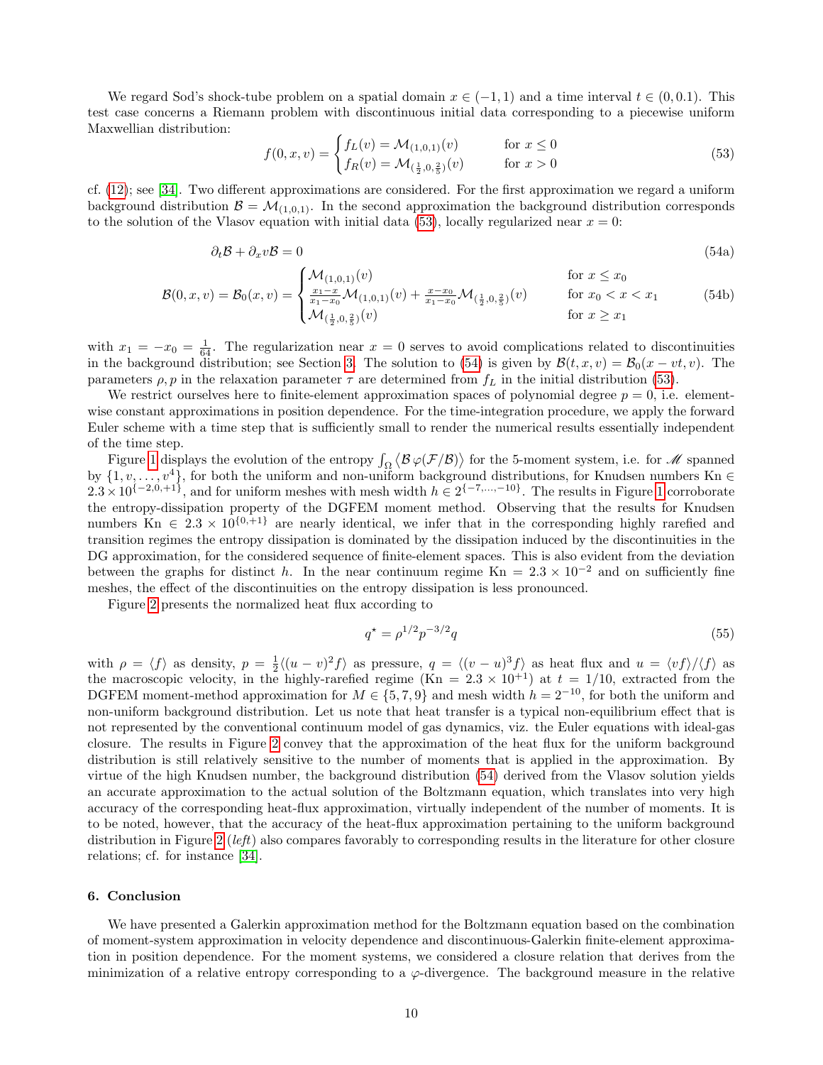We regard Sod's shock-tube problem on a spatial domain $x \in (-1, 1)$ and a time interval $t \in (0, 0.1)$. This test case concerns a Riemann problem with discontinuous initial data corresponding to a piecewise uniform Maxwellian distribution:

$$
f(0, x, v) = \begin{cases} f_L(v) = \mathcal{M}_{(1,0,1)}(v) & \text{for } x \leq 0 \\ f_R(v) = \mathcal{M}_{(\frac{1}{2},0,\frac{2}{5})}(v) & \text{for } x > 0 \end{cases} \tag{53}
$$

cf. (12); see [34]. Two different approximations are considered. For the first approximation we regard a uniform background distribution $\mathcal{B} = \mathcal{M}_{(1,0,1)}$. In the second approximation the background distribution corresponds to the solution of the Vlasov equation with initial data (53), locally regularized near $x = 0$:

$$
\partial_t \mathcal{B} + \partial_x v \mathcal{B} = 0 \tag{54a}
$$

$$
\mathcal{B}(0, x, v) = \mathcal{B}_0(x, v) = \begin{cases} \mathcal{M}_{(1,0,1)}(v) & \text{for } x \leq x_0 \\ \frac{x_1 - x}{x_1 - x_0}\mathcal{M}_{(1,0,1)}(v) + \frac{x - x_0}{x_1 - x_0}\mathcal{M}_{(\frac{1}{2},0,\frac{2}{5})}(v) & \text{for } x_0 < x < x_1 \\ \mathcal{M}_{(\frac{1}{2},0,\frac{2}{5})}(v) & \text{for } x \geq x_1 \end{cases} \tag{54b}
$$

with $x_1 = -x_0 = \frac{1}{64}$. The regularization near $x = 0$ serves to avoid complications related to discontinuities in the background distribution; see Section 3. The solution to (54) is given by $\mathcal{B}(t, x, v) = \mathcal{B}_0(x - vt, v)$. The parameters $\rho, p$ in the relaxation parameter $\tau$ are determined from $f_L$ in the initial distribution (53).

We restrict ourselves here to finite-element approximation spaces of polynomial degree $p = 0$, i.e. element-wise constant approximations in position dependence. For the time-integration procedure, we apply the forward Euler scheme with a time step that is sufficiently small to render the numerical results essentially independent of the time step.

Figure 1 displays the evolution of the entropy $\int_\Omega \langle \mathcal{B}\,\varphi(\mathcal{F}/\mathcal{B})\rangle$ for the 5-moment system, i.e. for $\mathscr{M}$ spanned by $\{1, v, \ldots, v^4\}$, for both the uniform and non-uniform background distributions, for Knudsen numbers $\mathrm{Kn} \in 2.3 \times 10^{\{-2,0,+1\}}$, and for uniform meshes with mesh width $h \in 2^{\{-7,\ldots,-10\}}$. The results in Figure 1 corroborate the entropy-dissipation property of the DGFEM moment method. Observing that the results for Knudsen numbers $\mathrm{Kn} \in 2.3 \times 10^{\{0,+1\}}$ are nearly identical, we infer that in the corresponding highly rarefied and transition regimes the entropy dissipation is dominated by the dissipation induced by the discontinuities in the DG approximation, for the considered sequence of finite-element spaces. This is also evident from the deviation between the graphs for distinct $h$. In the near continuum regime $\mathrm{Kn} = 2.3 \times 10^{-2}$ and on sufficiently fine meshes, the effect of the discontinuities on the entropy dissipation is less pronounced.

Figure 2 presents the normalized heat flux according to

$$
q^\star = \rho^{1/2} p^{-3/2} q \tag{55}
$$

with $\rho = \langle f \rangle$ as density, $p = \frac{1}{2}\langle (u - v)^2 f \rangle$ as pressure, $q = \langle (v - u)^3 f \rangle$ as heat flux and $u = \langle v f \rangle / \langle f \rangle$ as the macroscopic velocity, in the highly-rarefied regime ($\mathrm{Kn} = 2.3 \times 10^{+1}$) at $t = 1/10$, extracted from the DGFEM moment-method approximation for $M \in \{5, 7, 9\}$ and mesh width $h = 2^{-10}$, for both the uniform and non-uniform background distribution. Let us note that heat transfer is a typical non-equilibrium effect that is not represented by the conventional continuum model of gas dynamics, viz. the Euler equations with ideal-gas closure. The results in Figure 2 convey that the approximation of the heat flux for the uniform background distribution is still relatively sensitive to the number of moments that is applied in the approximation. By virtue of the high Knudsen number, the background distribution (54) derived from the Vlasov solution yields an accurate approximation to the actual solution of the Boltzmann equation, which translates into very high accuracy of the corresponding heat-flux approximation, virtually independent of the number of moments. It is to be noted, however, that the accuracy of the heat-flux approximation pertaining to the uniform background distribution in Figure 2 (*left*) also compares favorably to corresponding results in the literature for other closure relations; cf. for instance [34].

## 6. Conclusion

We have presented a Galerkin approximation method for the Boltzmann equation based on the combination of moment-system approximation in velocity dependence and discontinuous-Galerkin finite-element approximation in position dependence. For the moment systems, we considered a closure relation that derives from the minimization of a relative entropy corresponding to a $\varphi$-divergence. The background measure in the relative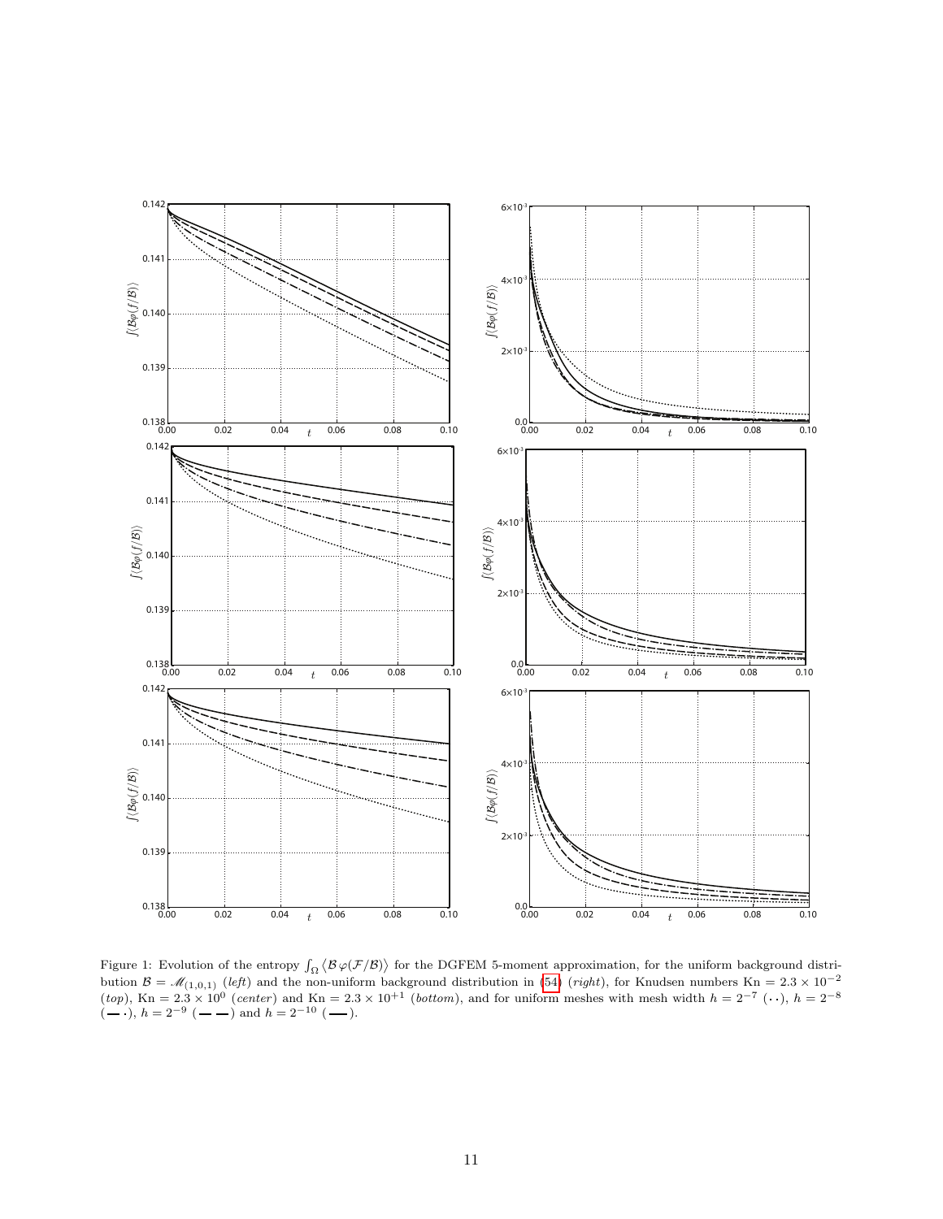Figure 1: Evolution of the entropy $\int_\Omega \langle \mathcal{B}\,\varphi(\mathcal{F}/\mathcal{B})\rangle$ for the DGFEM 5-moment approximation, for the uniform background distribution $\mathcal{B} = \mathscr{M}_{(1,0,1)}$ (*left*) and the non-uniform background distribution in (54) (*right*), for Knudsen numbers $\mathrm{Kn} = 2.3 \times 10^{-2}$ (*top*), $\mathrm{Kn} = 2.3 \times 10^{0}$ (*center*) and $\mathrm{Kn} = 2.3 \times 10^{+1}$ (*bottom*), and for uniform meshes with mesh width $h = 2^{-7}$ ($\cdot\cdot$), $h = 2^{-8}$ ($-\cdot$), $h = 2^{-9}$ ($--$) and $h = 2^{-10}$ ($—$).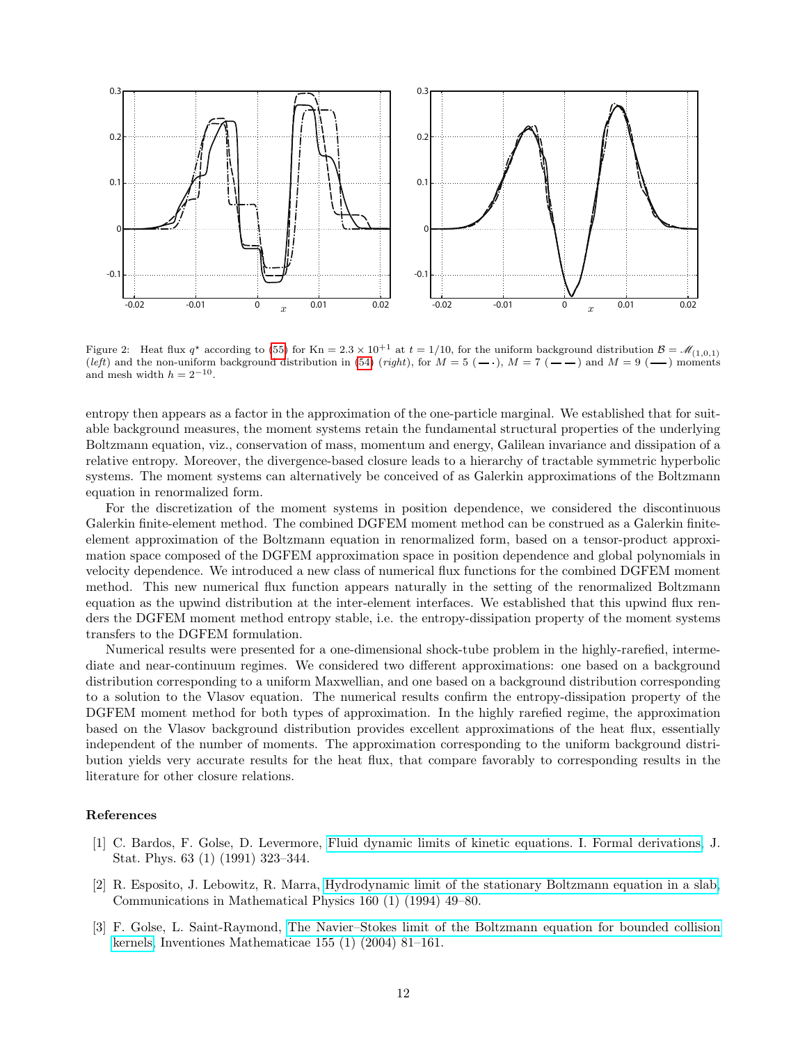Figure 2: Heat flux $q^{\star}$ according to (55) for $\mathrm{Kn} = 2.3 \times 10^{+1}$ at $t = 1/10$, for the uniform background distribution $\mathcal{B} = \mathscr{M}_{(1,0,1)}$ (*left*) and the non-uniform background distribution in (54) (*right*), for $M = 5$ (— ·), $M = 7$ (— —) and $M = 9$ (——) moments and mesh width $h = 2^{-10}$.

entropy then appears as a factor in the approximation of the one-particle marginal. We established that for suitable background measures, the moment systems retain the fundamental structural properties of the underlying Boltzmann equation, viz., conservation of mass, momentum and energy, Galilean invariance and dissipation of a relative entropy. Moreover, the divergence-based closure leads to a hierarchy of tractable symmetric hyperbolic systems. The moment systems can alternatively be conceived of as Galerkin approximations of the Boltzmann equation in renormalized form.

For the discretization of the moment systems in position dependence, we considered the discontinuous Galerkin finite-element method. The combined DGFEM moment method can be construed as a Galerkin finite-element approximation of the Boltzmann equation in renormalized form, based on a tensor-product approximation space composed of the DGFEM approximation space in position dependence and global polynomials in velocity dependence. We introduced a new class of numerical flux functions for the combined DGFEM moment method. This new numerical flux function appears naturally in the setting of the renormalized Boltzmann equation as the upwind distribution at the inter-element interfaces. We established that this upwind flux renders the DGFEM moment method entropy stable, i.e. the entropy-dissipation property of the moment systems transfers to the DGFEM formulation.

Numerical results were presented for a one-dimensional shock-tube problem in the highly-rarefied, intermediate and near-continuum regimes. We considered two different approximations: one based on a background distribution corresponding to a uniform Maxwellian, and one based on a background distribution corresponding to a solution to the Vlasov equation. The numerical results confirm the entropy-dissipation property of the DGFEM moment method for both types of approximation. In the highly rarefied regime, the approximation based on the Vlasov background distribution provides excellent approximations of the heat flux, essentially independent of the number of moments. The approximation corresponding to the uniform background distribution yields very accurate results for the heat flux, that compare favorably to corresponding results in the literature for other closure relations.

## References

[1] C. Bardos, F. Golse, D. Levermore, Fluid dynamic limits of kinetic equations. I. Formal derivations, J. Stat. Phys. 63 (1) (1991) 323–344.

[2] R. Esposito, J. Lebowitz, R. Marra, Hydrodynamic limit of the stationary Boltzmann equation in a slab, Communications in Mathematical Physics 160 (1) (1994) 49–80.

[3] F. Golse, L. Saint-Raymond, The Navier–Stokes limit of the Boltzmann equation for bounded collision kernels, Inventiones Mathematicae 155 (1) (2004) 81–161.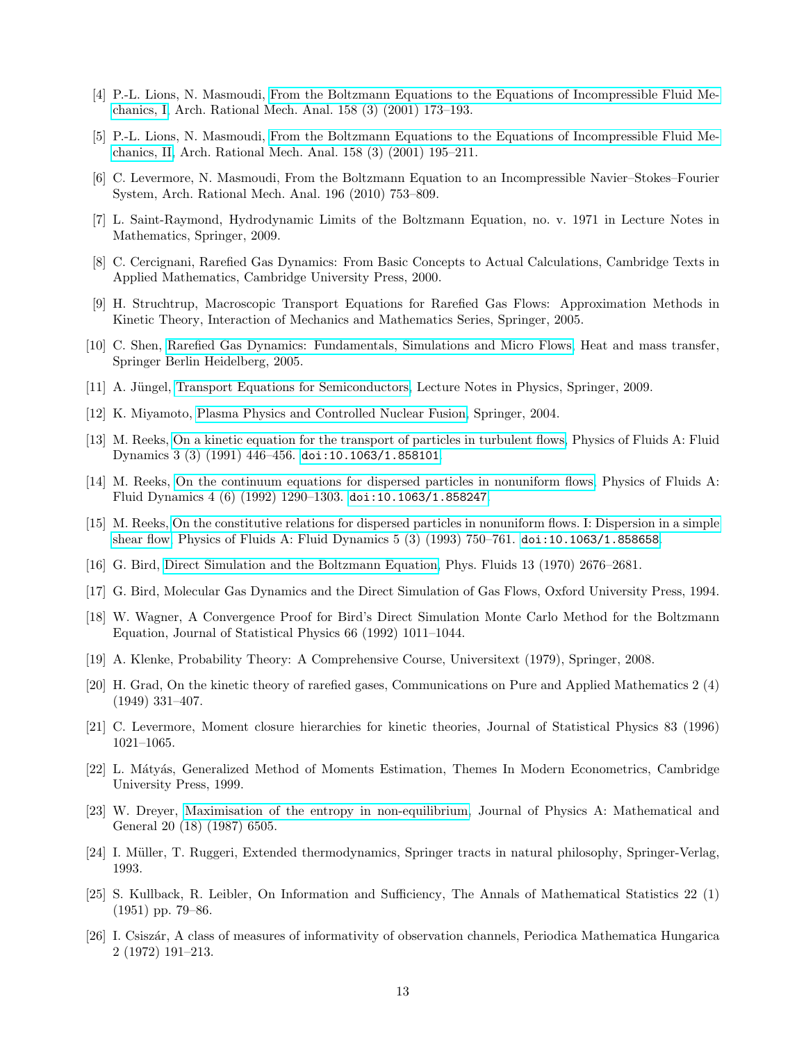[4] P.-L. Lions, N. Masmoudi, From the Boltzmann Equations to the Equations of Incompressible Fluid Mechanics, I, Arch. Rational Mech. Anal. 158 (3) (2001) 173–193.

[5] P.-L. Lions, N. Masmoudi, From the Boltzmann Equations to the Equations of Incompressible Fluid Mechanics, II, Arch. Rational Mech. Anal. 158 (3) (2001) 195–211.

[6] C. Levermore, N. Masmoudi, From the Boltzmann Equation to an Incompressible Navier–Stokes–Fourier System, Arch. Rational Mech. Anal. 196 (2010) 753–809.

[7] L. Saint-Raymond, Hydrodynamic Limits of the Boltzmann Equation, no. v. 1971 in Lecture Notes in Mathematics, Springer, 2009.

[8] C. Cercignani, Rarefied Gas Dynamics: From Basic Concepts to Actual Calculations, Cambridge Texts in Applied Mathematics, Cambridge University Press, 2000.

[9] H. Struchtrup, Macroscopic Transport Equations for Rarefied Gas Flows: Approximation Methods in Kinetic Theory, Interaction of Mechanics and Mathematics Series, Springer, 2005.

[10] C. Shen, Rarefied Gas Dynamics: Fundamentals, Simulations and Micro Flows, Heat and mass transfer, Springer Berlin Heidelberg, 2005.

[11] A. Jüngel, Transport Equations for Semiconductors, Lecture Notes in Physics, Springer, 2009.

[12] K. Miyamoto, Plasma Physics and Controlled Nuclear Fusion, Springer, 2004.

[13] M. Reeks, On a kinetic equation for the transport of particles in turbulent flows, Physics of Fluids A: Fluid Dynamics 3 (3) (1991) 446–456. doi:10.1063/1.858101.

[14] M. Reeks, On the continuum equations for dispersed particles in nonuniform flows, Physics of Fluids A: Fluid Dynamics 4 (6) (1992) 1290–1303. doi:10.1063/1.858247.

[15] M. Reeks, On the constitutive relations for dispersed particles in nonuniform flows. I: Dispersion in a simple shear flow, Physics of Fluids A: Fluid Dynamics 5 (3) (1993) 750–761. doi:10.1063/1.858658.

[16] G. Bird, Direct Simulation and the Boltzmann Equation, Phys. Fluids 13 (1970) 2676–2681.

[17] G. Bird, Molecular Gas Dynamics and the Direct Simulation of Gas Flows, Oxford University Press, 1994.

[18] W. Wagner, A Convergence Proof for Bird's Direct Simulation Monte Carlo Method for the Boltzmann Equation, Journal of Statistical Physics 66 (1992) 1011–1044.

[19] A. Klenke, Probability Theory: A Comprehensive Course, Universitext (1979), Springer, 2008.

[20] H. Grad, On the kinetic theory of rarefied gases, Communications on Pure and Applied Mathematics 2 (4) (1949) 331–407.

[21] C. Levermore, Moment closure hierarchies for kinetic theories, Journal of Statistical Physics 83 (1996) 1021–1065.

[22] L. Mátyás, Generalized Method of Moments Estimation, Themes In Modern Econometrics, Cambridge University Press, 1999.

[23] W. Dreyer, Maximisation of the entropy in non-equilibrium, Journal of Physics A: Mathematical and General 20 (18) (1987) 6505.

[24] I. Müller, T. Ruggeri, Extended thermodynamics, Springer tracts in natural philosophy, Springer-Verlag, 1993.

[25] S. Kullback, R. Leibler, On Information and Sufficiency, The Annals of Mathematical Statistics 22 (1) (1951) pp. 79–86.

[26] I. Csiszár, A class of measures of informativity of observation channels, Periodica Mathematica Hungarica 2 (1972) 191–213.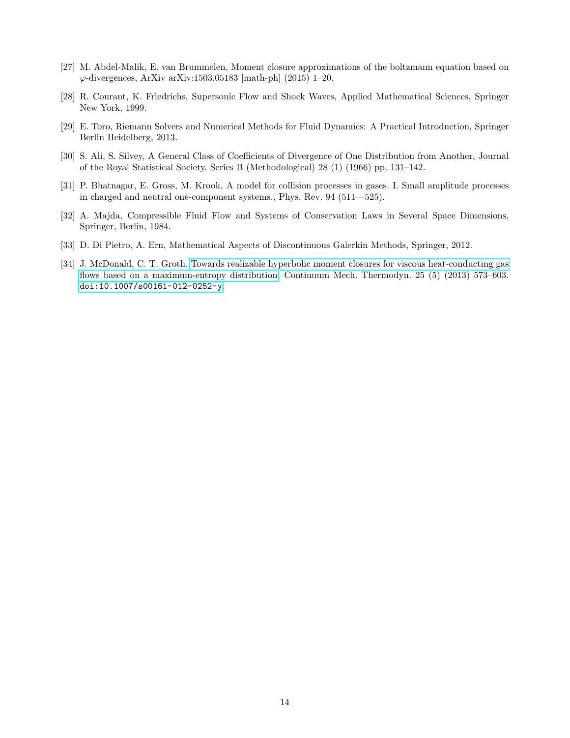[27] M. Abdel-Malik, E. van Brummelen, Moment closure approximations of the boltzmann equation based on $\varphi$-divergences, ArXiv arXiv:1503.05183 [math-ph] (2015) 1–20.

[28] R. Courant, K. Friedrichs, Supersonic Flow and Shock Waves, Applied Mathematical Sciences, Springer New York, 1999.

[29] E. Toro, Riemann Solvers and Numerical Methods for Fluid Dynamics: A Practical Introduction, Springer Berlin Heidelberg, 2013.

[30] S. Ali, S. Silvey, A General Class of Coefficients of Divergence of One Distribution from Another, Journal of the Royal Statistical Society. Series B (Methodological) 28 (1) (1966) pp. 131–142.

[31] P. Bhatnagar, E. Gross, M. Krook, A model for collision processes in gases. I. Small amplitude processes in charged and neutral one-component systems., Phys. Rev. 94 (511—525).

[32] A. Majda, Compressible Fluid Flow and Systems of Conservation Laws in Several Space Dimensions, Springer, Berlin, 1984.

[33] D. Di Pietro, A. Ern, Mathematical Aspects of Discontinuous Galerkin Methods, Springer, 2012.

[34] J. McDonald, C. T. Groth, Towards realizable hyperbolic moment closures for viscous heat-conducting gas flows based on a maximum-entropy distribution, Continuum Mech. Thermodyn. 25 (5) (2013) 573–603. doi:10.1007/s00161-012-0252-y.